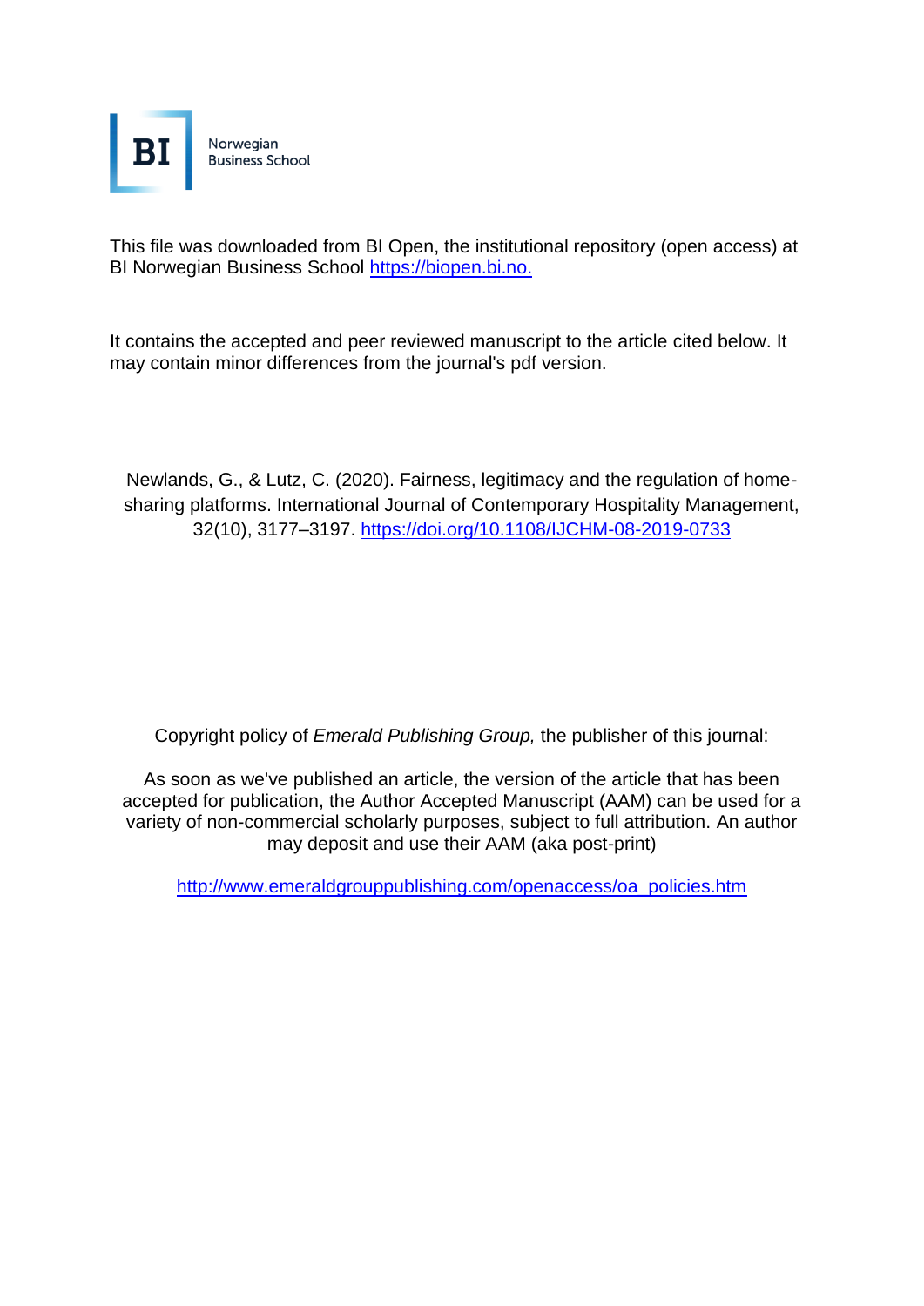Norwegian Business School

This file was downloaded from BI Open, the institutional repository (open access) at BI Norwegian Business School https://biopen.bi.no.

It contains the accepted and peer reviewed manuscript to the article cited below. It may contain minor differences from the journal's pdf version.

Newlands, G., & Lutz, C. (2020). Fairness, legitimacy and the regulation of home-sharing platforms. International Journal of Contemporary Hospitality Management, 32(10), 3177–3197. https://doi.org/10.1108/IJCHM-08-2019-0733

Copyright policy of *Emerald Publishing Group,* the publisher of this journal:

As soon as we've published an article, the version of the article that has been accepted for publication, the Author Accepted Manuscript (AAM) can be used for a variety of non-commercial scholarly purposes, subject to full attribution. An author may deposit and use their AAM (aka post-print)

http://www.emeraldgrouppublishing.com/openaccess/oa_policies.htm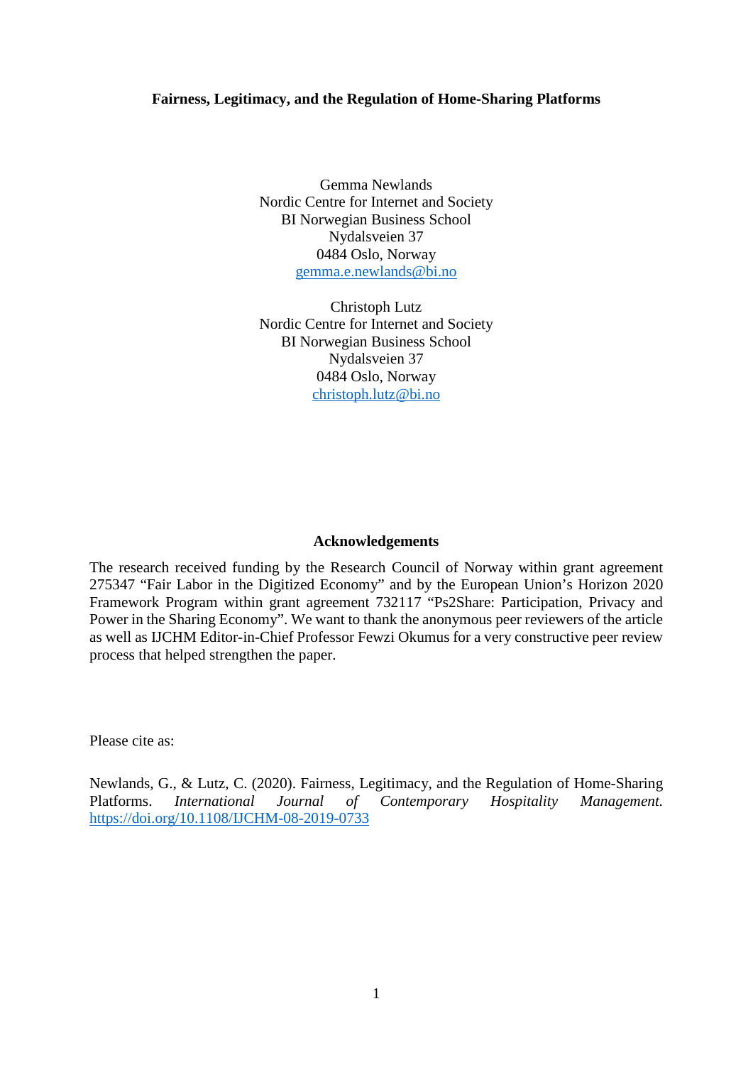**Fairness, Legitimacy, and the Regulation of Home-Sharing Platforms**

Gemma Newlands
Nordic Centre for Internet and Society
BI Norwegian Business School
Nydalsveien 37
0484 Oslo, Norway
gemma.e.newlands@bi.no

Christoph Lutz
Nordic Centre for Internet and Society
BI Norwegian Business School
Nydalsveien 37
0484 Oslo, Norway
christoph.lutz@bi.no

**Acknowledgements**

The research received funding by the Research Council of Norway within grant agreement 275347 "Fair Labor in the Digitized Economy" and by the European Union's Horizon 2020 Framework Program within grant agreement 732117 "Ps2Share: Participation, Privacy and Power in the Sharing Economy". We want to thank the anonymous peer reviewers of the article as well as IJCHM Editor-in-Chief Professor Fewzi Okumus for a very constructive peer review process that helped strengthen the paper.

Please cite as:

Newlands, G., & Lutz, C. (2020). Fairness, Legitimacy, and the Regulation of Home-Sharing Platforms. *International Journal of Contemporary Hospitality Management.* https://doi.org/10.1108/IJCHM-08-2019-0733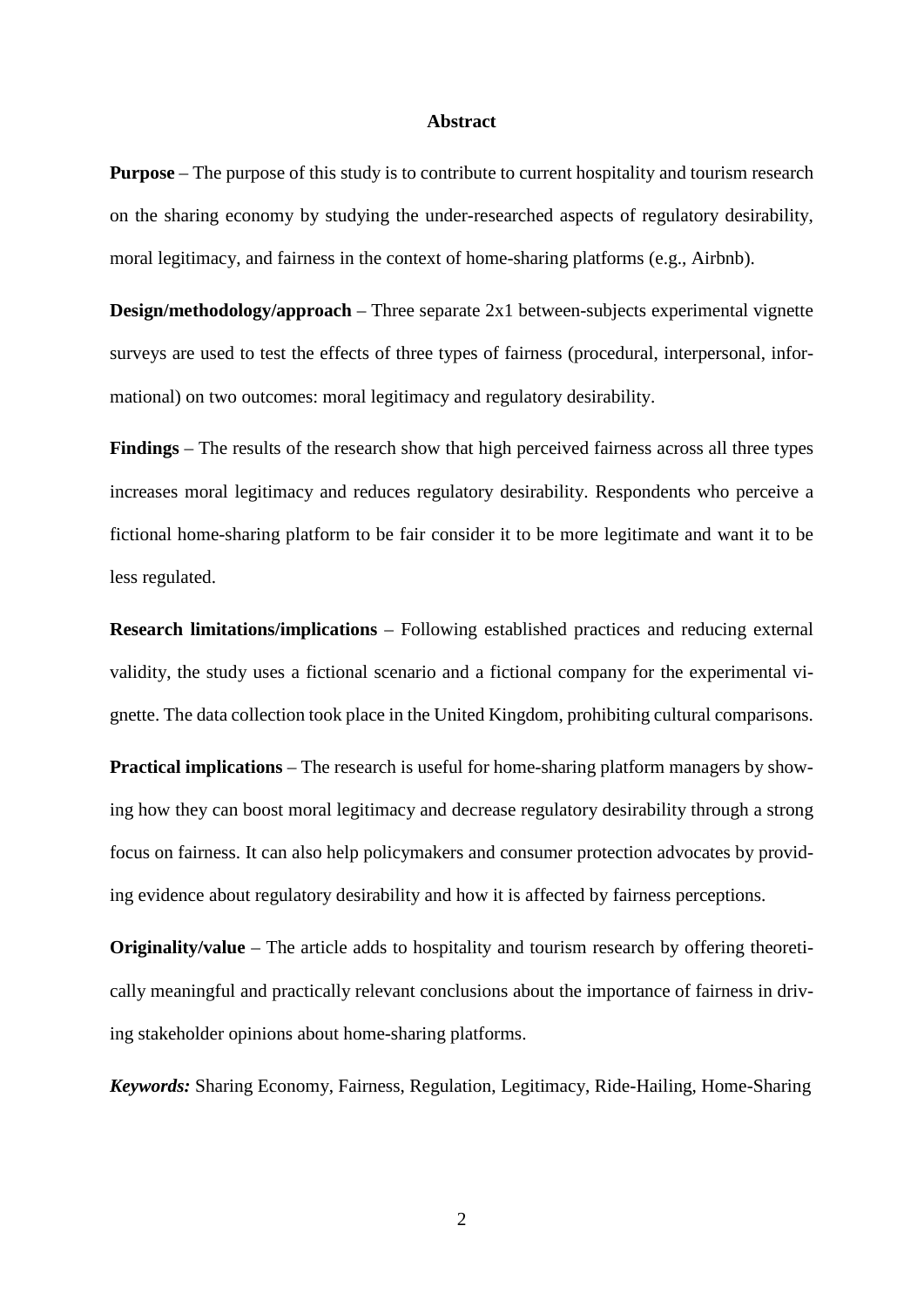## Abstract

**Purpose** – The purpose of this study is to contribute to current hospitality and tourism research on the sharing economy by studying the under-researched aspects of regulatory desirability, moral legitimacy, and fairness in the context of home-sharing platforms (e.g., Airbnb).

**Design/methodology/approach** – Three separate 2x1 between-subjects experimental vignette surveys are used to test the effects of three types of fairness (procedural, interpersonal, informational) on two outcomes: moral legitimacy and regulatory desirability.

**Findings** – The results of the research show that high perceived fairness across all three types increases moral legitimacy and reduces regulatory desirability. Respondents who perceive a fictional home-sharing platform to be fair consider it to be more legitimate and want it to be less regulated.

**Research limitations/implications** – Following established practices and reducing external validity, the study uses a fictional scenario and a fictional company for the experimental vignette. The data collection took place in the United Kingdom, prohibiting cultural comparisons.

**Practical implications** – The research is useful for home-sharing platform managers by showing how they can boost moral legitimacy and decrease regulatory desirability through a strong focus on fairness. It can also help policymakers and consumer protection advocates by providing evidence about regulatory desirability and how it is affected by fairness perceptions.

**Originality/value** – The article adds to hospitality and tourism research by offering theoretically meaningful and practically relevant conclusions about the importance of fairness in driving stakeholder opinions about home-sharing platforms.

***Keywords:*** Sharing Economy, Fairness, Regulation, Legitimacy, Ride-Hailing, Home-Sharing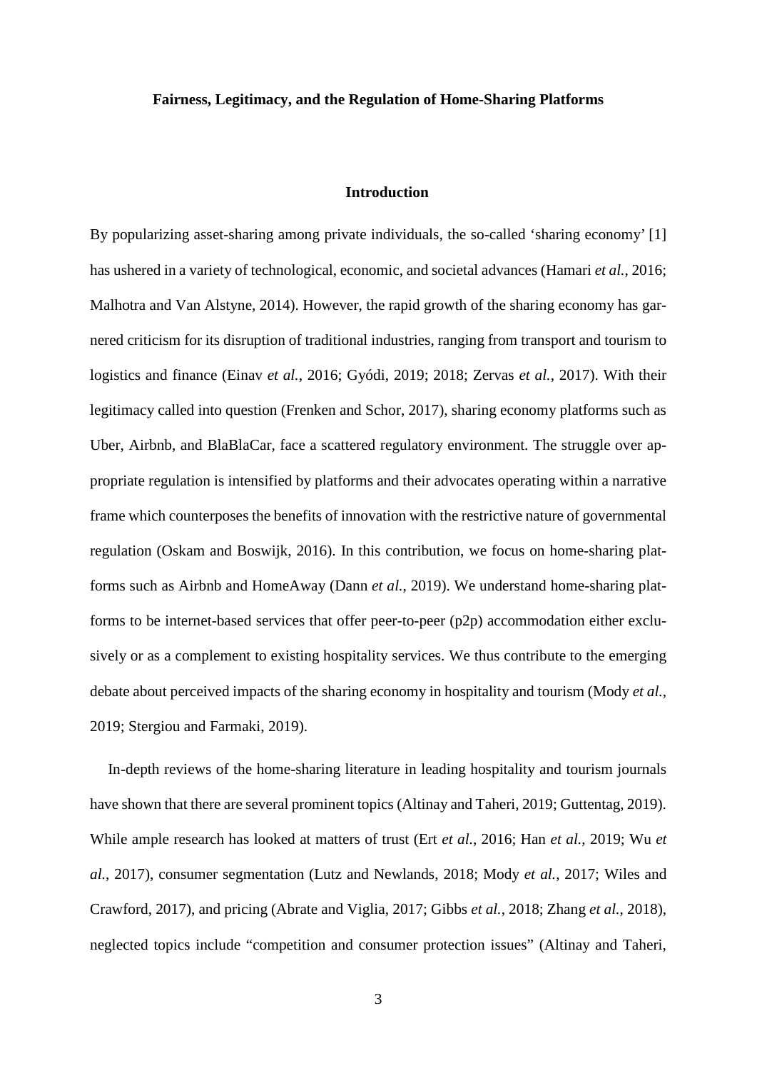**Fairness, Legitimacy, and the Regulation of Home-Sharing Platforms**

## Introduction

By popularizing asset-sharing among private individuals, the so-called 'sharing economy' [1] has ushered in a variety of technological, economic, and societal advances (Hamari *et al.*, 2016; Malhotra and Van Alstyne, 2014). However, the rapid growth of the sharing economy has garnered criticism for its disruption of traditional industries, ranging from transport and tourism to logistics and finance (Einav *et al.*, 2016; Gyódi, 2019; 2018; Zervas *et al.*, 2017). With their legitimacy called into question (Frenken and Schor, 2017), sharing economy platforms such as Uber, Airbnb, and BlaBlaCar, face a scattered regulatory environment. The struggle over appropriate regulation is intensified by platforms and their advocates operating within a narrative frame which counterposes the benefits of innovation with the restrictive nature of governmental regulation (Oskam and Boswijk, 2016). In this contribution, we focus on home-sharing platforms such as Airbnb and HomeAway (Dann *et al.*, 2019). We understand home-sharing platforms to be internet-based services that offer peer-to-peer (p2p) accommodation either exclusively or as a complement to existing hospitality services. We thus contribute to the emerging debate about perceived impacts of the sharing economy in hospitality and tourism (Mody *et al.*, 2019; Stergiou and Farmaki, 2019).

In-depth reviews of the home-sharing literature in leading hospitality and tourism journals have shown that there are several prominent topics (Altinay and Taheri, 2019; Guttentag, 2019). While ample research has looked at matters of trust (Ert *et al.*, 2016; Han *et al.*, 2019; Wu *et al.*, 2017), consumer segmentation (Lutz and Newlands, 2018; Mody *et al.*, 2017; Wiles and Crawford, 2017), and pricing (Abrate and Viglia, 2017; Gibbs *et al.*, 2018; Zhang *et al.*, 2018), neglected topics include "competition and consumer protection issues" (Altinay and Taheri,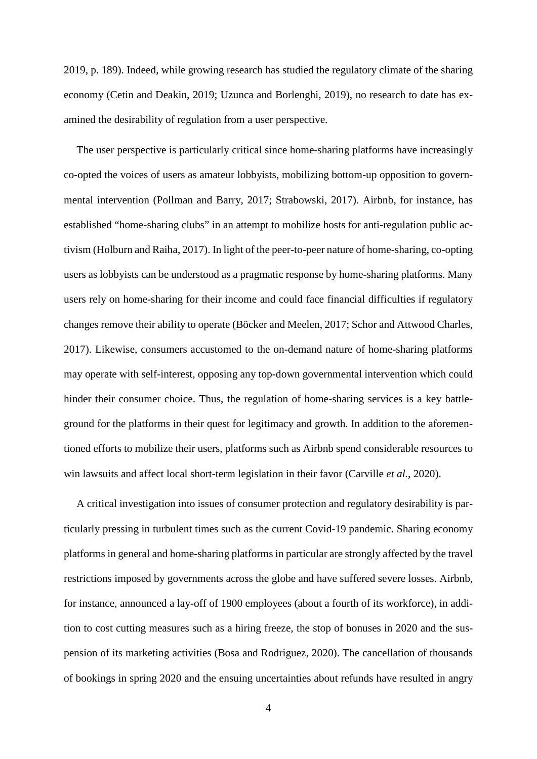2019, p. 189). Indeed, while growing research has studied the regulatory climate of the sharing economy (Cetin and Deakin, 2019; Uzunca and Borlenghi, 2019), no research to date has examined the desirability of regulation from a user perspective.

The user perspective is particularly critical since home-sharing platforms have increasingly co-opted the voices of users as amateur lobbyists, mobilizing bottom-up opposition to governmental intervention (Pollman and Barry, 2017; Strabowski, 2017). Airbnb, for instance, has established "home-sharing clubs" in an attempt to mobilize hosts for anti-regulation public activism (Holburn and Raiha, 2017). In light of the peer-to-peer nature of home-sharing, co-opting users as lobbyists can be understood as a pragmatic response by home-sharing platforms. Many users rely on home-sharing for their income and could face financial difficulties if regulatory changes remove their ability to operate (Böcker and Meelen, 2017; Schor and Attwood Charles, 2017). Likewise, consumers accustomed to the on-demand nature of home-sharing platforms may operate with self-interest, opposing any top-down governmental intervention which could hinder their consumer choice. Thus, the regulation of home-sharing services is a key battleground for the platforms in their quest for legitimacy and growth. In addition to the aforementioned efforts to mobilize their users, platforms such as Airbnb spend considerable resources to win lawsuits and affect local short-term legislation in their favor (Carville *et al.*, 2020).

A critical investigation into issues of consumer protection and regulatory desirability is particularly pressing in turbulent times such as the current Covid-19 pandemic. Sharing economy platforms in general and home-sharing platforms in particular are strongly affected by the travel restrictions imposed by governments across the globe and have suffered severe losses. Airbnb, for instance, announced a lay-off of 1900 employees (about a fourth of its workforce), in addition to cost cutting measures such as a hiring freeze, the stop of bonuses in 2020 and the suspension of its marketing activities (Bosa and Rodriguez, 2020). The cancellation of thousands of bookings in spring 2020 and the ensuing uncertainties about refunds have resulted in angry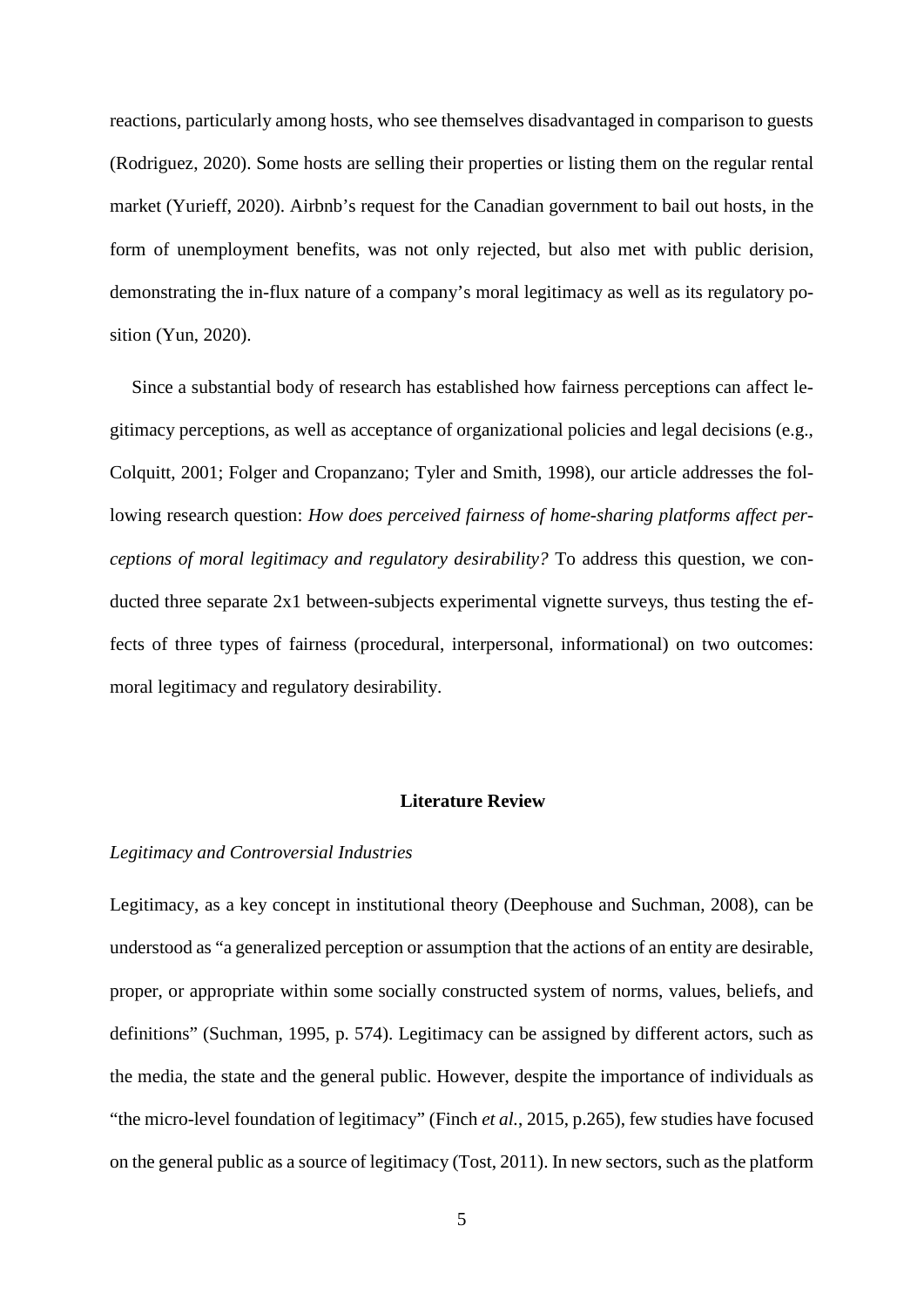reactions, particularly among hosts, who see themselves disadvantaged in comparison to guests (Rodriguez, 2020). Some hosts are selling their properties or listing them on the regular rental market (Yurieff, 2020). Airbnb's request for the Canadian government to bail out hosts, in the form of unemployment benefits, was not only rejected, but also met with public derision, demonstrating the in-flux nature of a company's moral legitimacy as well as its regulatory position (Yun, 2020).

Since a substantial body of research has established how fairness perceptions can affect legitimacy perceptions, as well as acceptance of organizational policies and legal decisions (e.g., Colquitt, 2001; Folger and Cropanzano; Tyler and Smith, 1998), our article addresses the following research question: *How does perceived fairness of home-sharing platforms affect perceptions of moral legitimacy and regulatory desirability?* To address this question, we conducted three separate 2x1 between-subjects experimental vignette surveys, thus testing the effects of three types of fairness (procedural, interpersonal, informational) on two outcomes: moral legitimacy and regulatory desirability.

## Literature Review

### *Legitimacy and Controversial Industries*

Legitimacy, as a key concept in institutional theory (Deephouse and Suchman, 2008), can be understood as "a generalized perception or assumption that the actions of an entity are desirable, proper, or appropriate within some socially constructed system of norms, values, beliefs, and definitions" (Suchman, 1995, p. 574). Legitimacy can be assigned by different actors, such as the media, the state and the general public. However, despite the importance of individuals as "the micro-level foundation of legitimacy" (Finch *et al.*, 2015, p.265), few studies have focused on the general public as a source of legitimacy (Tost, 2011). In new sectors, such as the platform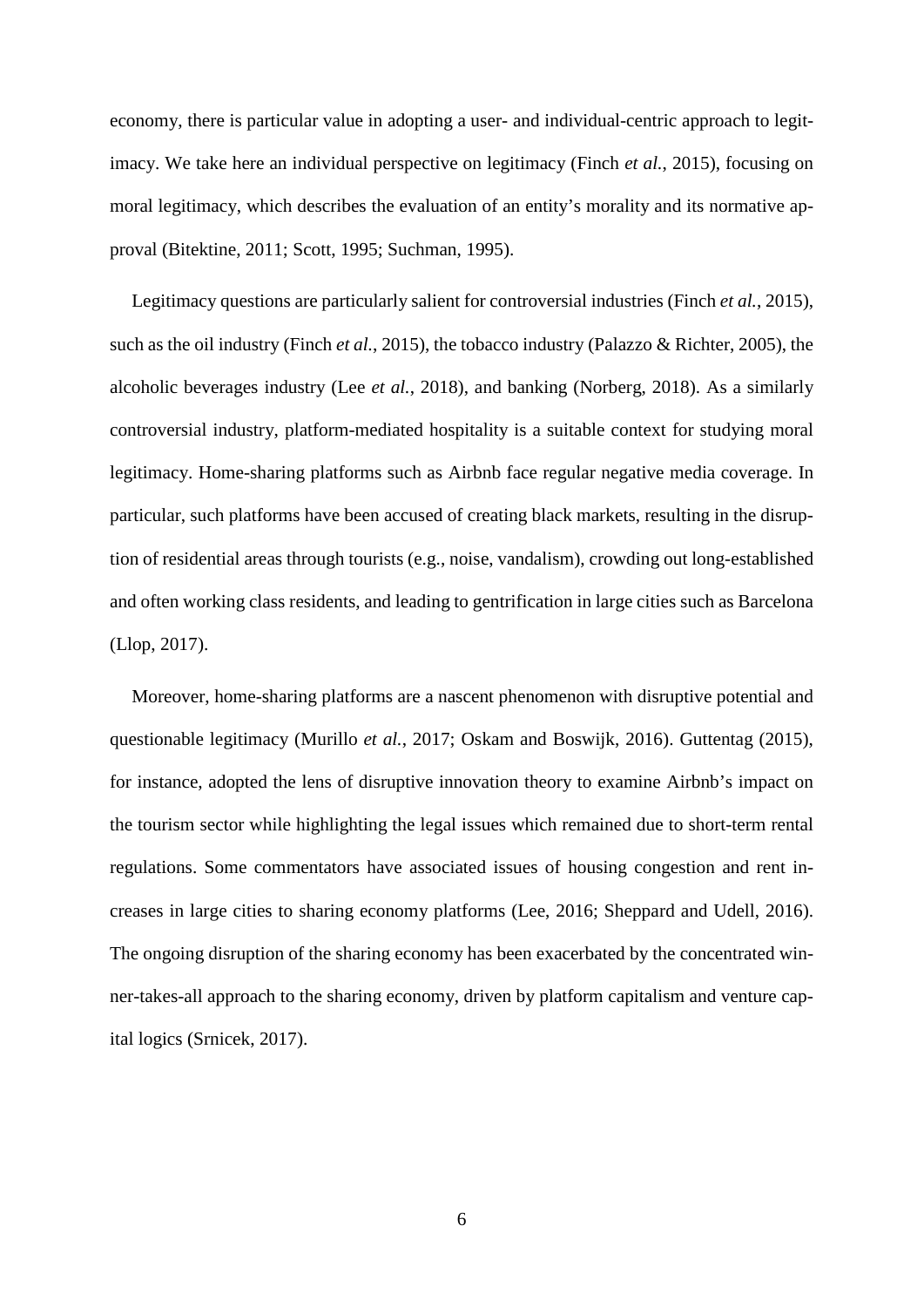economy, there is particular value in adopting a user- and individual-centric approach to legitimacy. We take here an individual perspective on legitimacy (Finch *et al.*, 2015), focusing on moral legitimacy, which describes the evaluation of an entity's morality and its normative approval (Bitektine, 2011; Scott, 1995; Suchman, 1995).

Legitimacy questions are particularly salient for controversial industries (Finch *et al.*, 2015), such as the oil industry (Finch *et al.*, 2015), the tobacco industry (Palazzo & Richter, 2005), the alcoholic beverages industry (Lee *et al.*, 2018), and banking (Norberg, 2018). As a similarly controversial industry, platform-mediated hospitality is a suitable context for studying moral legitimacy. Home-sharing platforms such as Airbnb face regular negative media coverage. In particular, such platforms have been accused of creating black markets, resulting in the disruption of residential areas through tourists (e.g., noise, vandalism), crowding out long-established and often working class residents, and leading to gentrification in large cities such as Barcelona (Llop, 2017).

Moreover, home-sharing platforms are a nascent phenomenon with disruptive potential and questionable legitimacy (Murillo *et al.*, 2017; Oskam and Boswijk, 2016). Guttentag (2015), for instance, adopted the lens of disruptive innovation theory to examine Airbnb's impact on the tourism sector while highlighting the legal issues which remained due to short-term rental regulations. Some commentators have associated issues of housing congestion and rent increases in large cities to sharing economy platforms (Lee, 2016; Sheppard and Udell, 2016). The ongoing disruption of the sharing economy has been exacerbated by the concentrated winner-takes-all approach to the sharing economy, driven by platform capitalism and venture capital logics (Srnicek, 2017).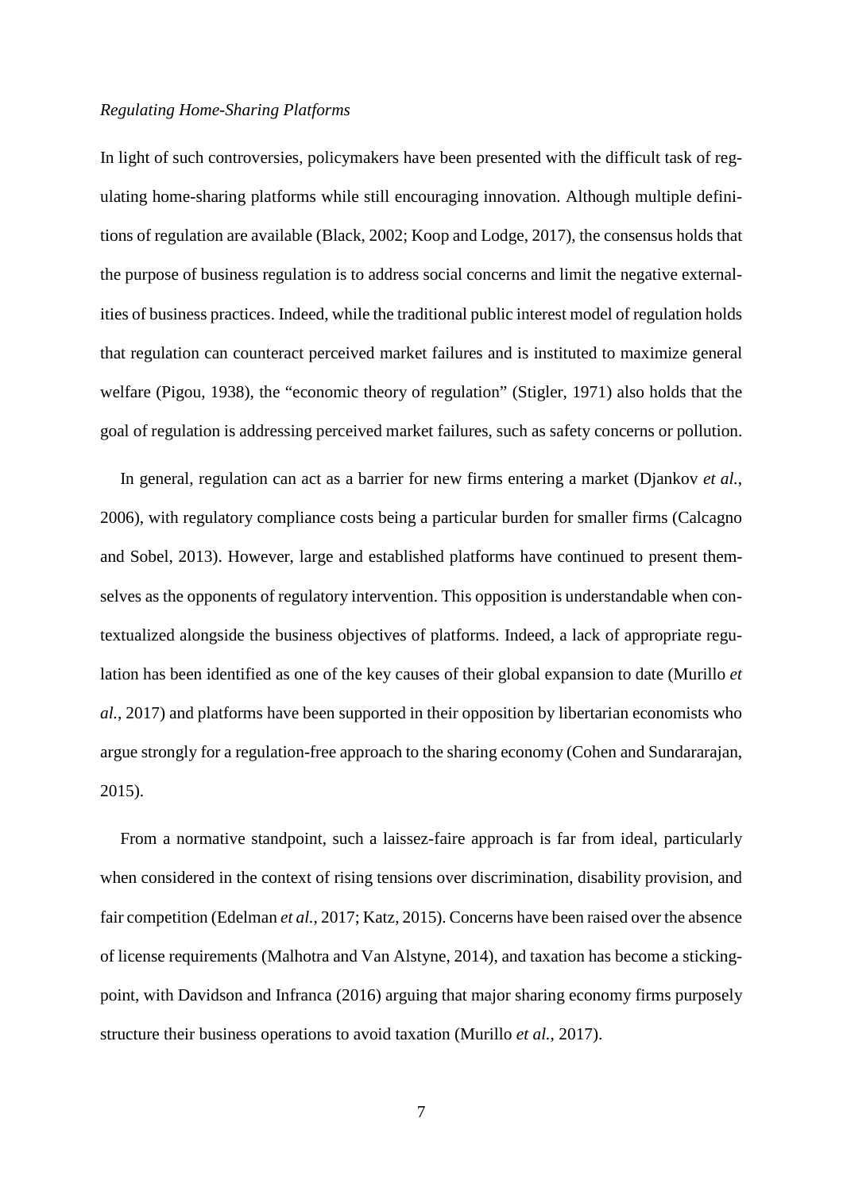*Regulating Home-Sharing Platforms*

In light of such controversies, policymakers have been presented with the difficult task of regulating home-sharing platforms while still encouraging innovation. Although multiple definitions of regulation are available (Black, 2002; Koop and Lodge, 2017), the consensus holds that the purpose of business regulation is to address social concerns and limit the negative externalities of business practices. Indeed, while the traditional public interest model of regulation holds that regulation can counteract perceived market failures and is instituted to maximize general welfare (Pigou, 1938), the "economic theory of regulation" (Stigler, 1971) also holds that the goal of regulation is addressing perceived market failures, such as safety concerns or pollution.

In general, regulation can act as a barrier for new firms entering a market (Djankov *et al.*, 2006), with regulatory compliance costs being a particular burden for smaller firms (Calcagno and Sobel, 2013). However, large and established platforms have continued to present themselves as the opponents of regulatory intervention. This opposition is understandable when contextualized alongside the business objectives of platforms. Indeed, a lack of appropriate regulation has been identified as one of the key causes of their global expansion to date (Murillo *et al.*, 2017) and platforms have been supported in their opposition by libertarian economists who argue strongly for a regulation-free approach to the sharing economy (Cohen and Sundararajan, 2015).

From a normative standpoint, such a laissez-faire approach is far from ideal, particularly when considered in the context of rising tensions over discrimination, disability provision, and fair competition (Edelman *et al.*, 2017; Katz, 2015). Concerns have been raised over the absence of license requirements (Malhotra and Van Alstyne, 2014), and taxation has become a sticking-point, with Davidson and Infranca (2016) arguing that major sharing economy firms purposely structure their business operations to avoid taxation (Murillo *et al.*, 2017).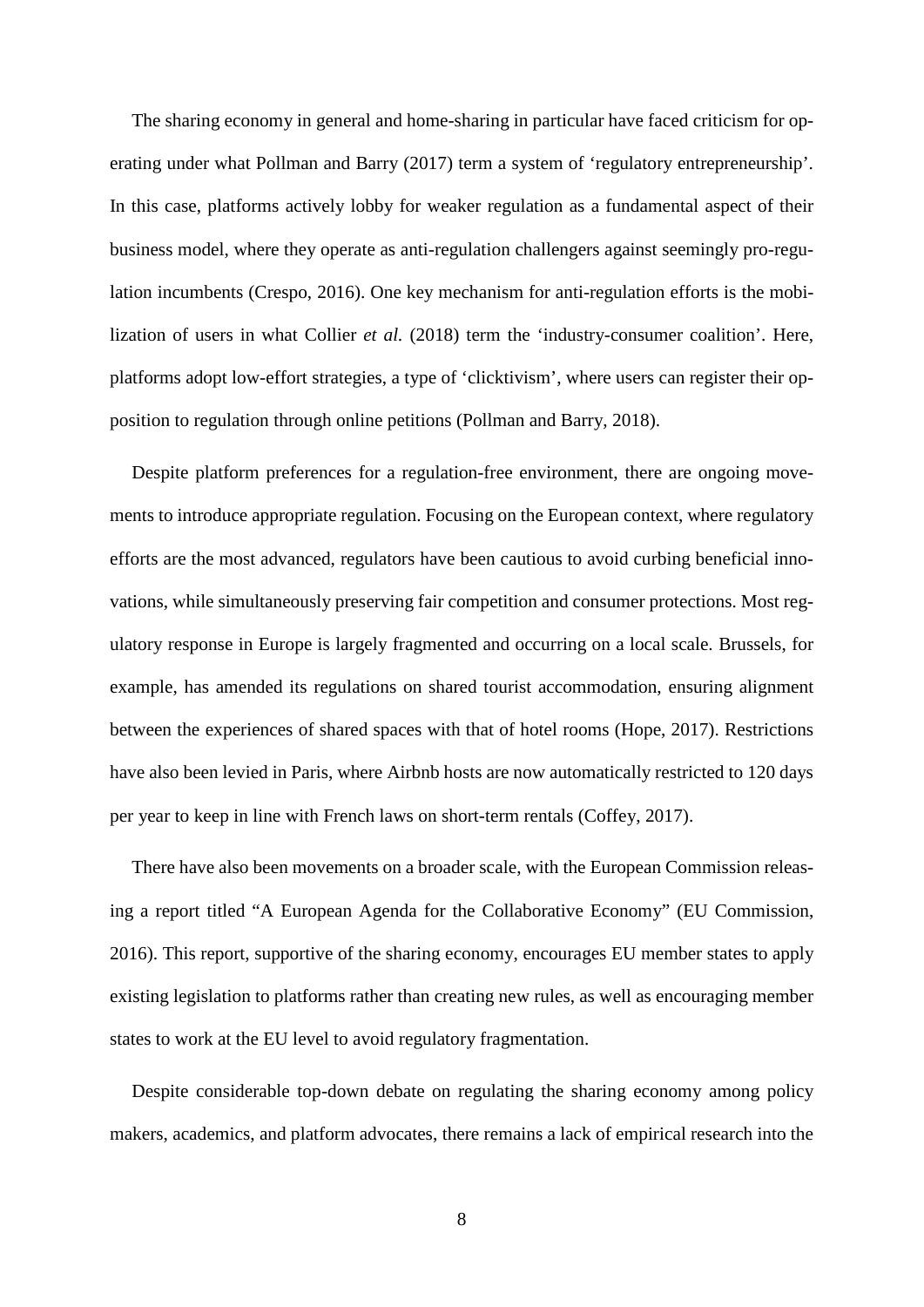The sharing economy in general and home-sharing in particular have faced criticism for operating under what Pollman and Barry (2017) term a system of 'regulatory entrepreneurship'. In this case, platforms actively lobby for weaker regulation as a fundamental aspect of their business model, where they operate as anti-regulation challengers against seemingly pro-regulation incumbents (Crespo, 2016). One key mechanism for anti-regulation efforts is the mobilization of users in what Collier *et al.* (2018) term the 'industry-consumer coalition'. Here, platforms adopt low-effort strategies, a type of 'clicktivism', where users can register their opposition to regulation through online petitions (Pollman and Barry, 2018).

Despite platform preferences for a regulation-free environment, there are ongoing movements to introduce appropriate regulation. Focusing on the European context, where regulatory efforts are the most advanced, regulators have been cautious to avoid curbing beneficial innovations, while simultaneously preserving fair competition and consumer protections. Most regulatory response in Europe is largely fragmented and occurring on a local scale. Brussels, for example, has amended its regulations on shared tourist accommodation, ensuring alignment between the experiences of shared spaces with that of hotel rooms (Hope, 2017). Restrictions have also been levied in Paris, where Airbnb hosts are now automatically restricted to 120 days per year to keep in line with French laws on short-term rentals (Coffey, 2017).

There have also been movements on a broader scale, with the European Commission releasing a report titled "A European Agenda for the Collaborative Economy" (EU Commission, 2016). This report, supportive of the sharing economy, encourages EU member states to apply existing legislation to platforms rather than creating new rules, as well as encouraging member states to work at the EU level to avoid regulatory fragmentation.

Despite considerable top-down debate on regulating the sharing economy among policy makers, academics, and platform advocates, there remains a lack of empirical research into the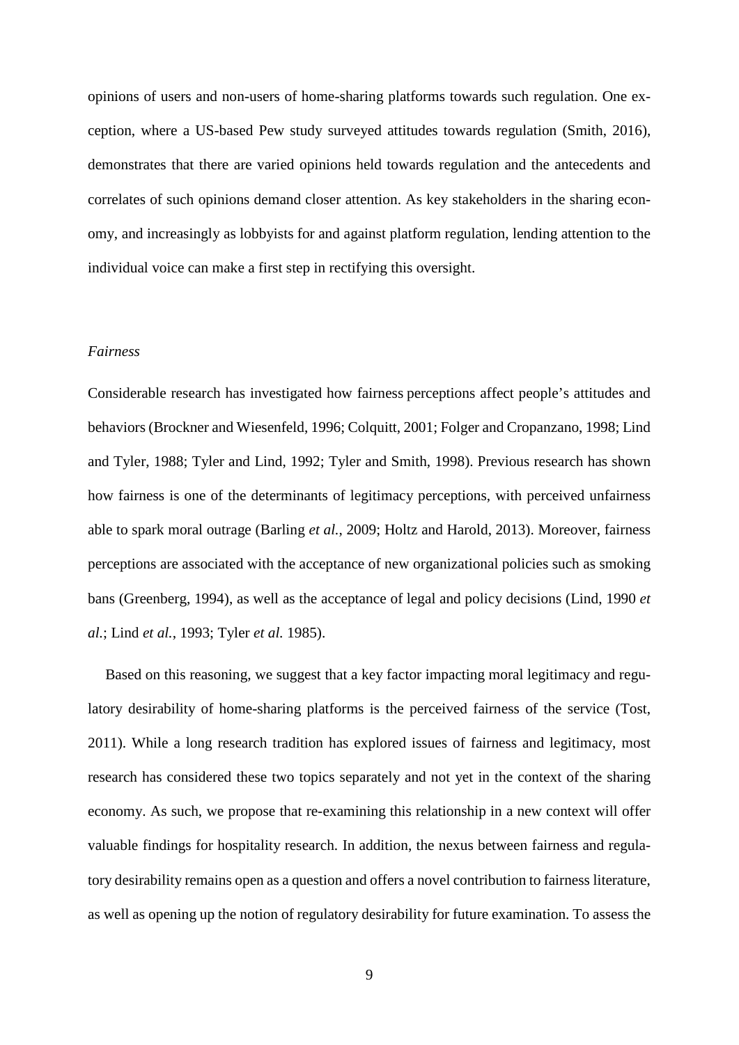opinions of users and non-users of home-sharing platforms towards such regulation. One exception, where a US-based Pew study surveyed attitudes towards regulation (Smith, 2016), demonstrates that there are varied opinions held towards regulation and the antecedents and correlates of such opinions demand closer attention. As key stakeholders in the sharing economy, and increasingly as lobbyists for and against platform regulation, lending attention to the individual voice can make a first step in rectifying this oversight.

### *Fairness*

Considerable research has investigated how fairness perceptions affect people's attitudes and behaviors (Brockner and Wiesenfeld, 1996; Colquitt, 2001; Folger and Cropanzano, 1998; Lind and Tyler, 1988; Tyler and Lind, 1992; Tyler and Smith, 1998). Previous research has shown how fairness is one of the determinants of legitimacy perceptions, with perceived unfairness able to spark moral outrage (Barling *et al.*, 2009; Holtz and Harold, 2013). Moreover, fairness perceptions are associated with the acceptance of new organizational policies such as smoking bans (Greenberg, 1994), as well as the acceptance of legal and policy decisions (Lind, 1990 *et al.*; Lind *et al.*, 1993; Tyler *et al.* 1985).

Based on this reasoning, we suggest that a key factor impacting moral legitimacy and regulatory desirability of home-sharing platforms is the perceived fairness of the service (Tost, 2011). While a long research tradition has explored issues of fairness and legitimacy, most research has considered these two topics separately and not yet in the context of the sharing economy. As such, we propose that re-examining this relationship in a new context will offer valuable findings for hospitality research. In addition, the nexus between fairness and regulatory desirability remains open as a question and offers a novel contribution to fairness literature, as well as opening up the notion of regulatory desirability for future examination. To assess the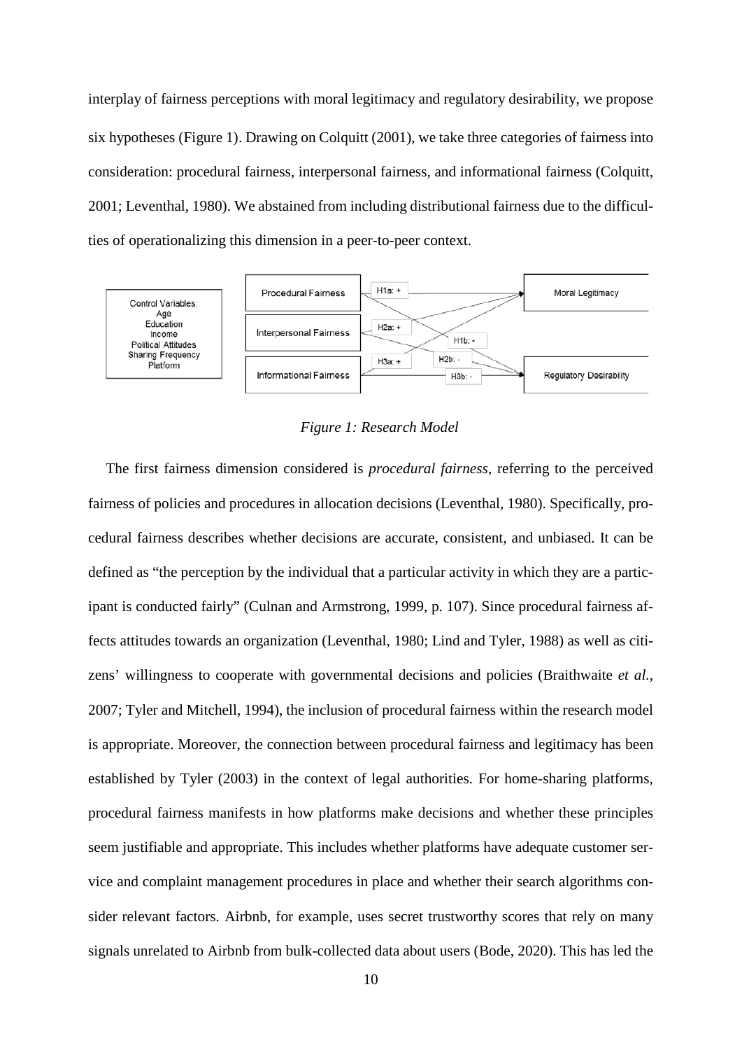interplay of fairness perceptions with moral legitimacy and regulatory desirability, we propose six hypotheses (Figure 1). Drawing on Colquitt (2001), we take three categories of fairness into consideration: procedural fairness, interpersonal fairness, and informational fairness (Colquitt, 2001; Leventhal, 1980). We abstained from including distributional fairness due to the difficulties of operationalizing this dimension in a peer-to-peer context.

*Figure 1: Research Model*

The first fairness dimension considered is *procedural fairness*, referring to the perceived fairness of policies and procedures in allocation decisions (Leventhal, 1980). Specifically, procedural fairness describes whether decisions are accurate, consistent, and unbiased. It can be defined as "the perception by the individual that a particular activity in which they are a participant is conducted fairly" (Culnan and Armstrong, 1999, p. 107). Since procedural fairness affects attitudes towards an organization (Leventhal, 1980; Lind and Tyler, 1988) as well as citizens' willingness to cooperate with governmental decisions and policies (Braithwaite *et al.*, 2007; Tyler and Mitchell, 1994), the inclusion of procedural fairness within the research model is appropriate. Moreover, the connection between procedural fairness and legitimacy has been established by Tyler (2003) in the context of legal authorities. For home-sharing platforms, procedural fairness manifests in how platforms make decisions and whether these principles seem justifiable and appropriate. This includes whether platforms have adequate customer service and complaint management procedures in place and whether their search algorithms consider relevant factors. Airbnb, for example, uses secret trustworthy scores that rely on many signals unrelated to Airbnb from bulk-collected data about users (Bode, 2020). This has led the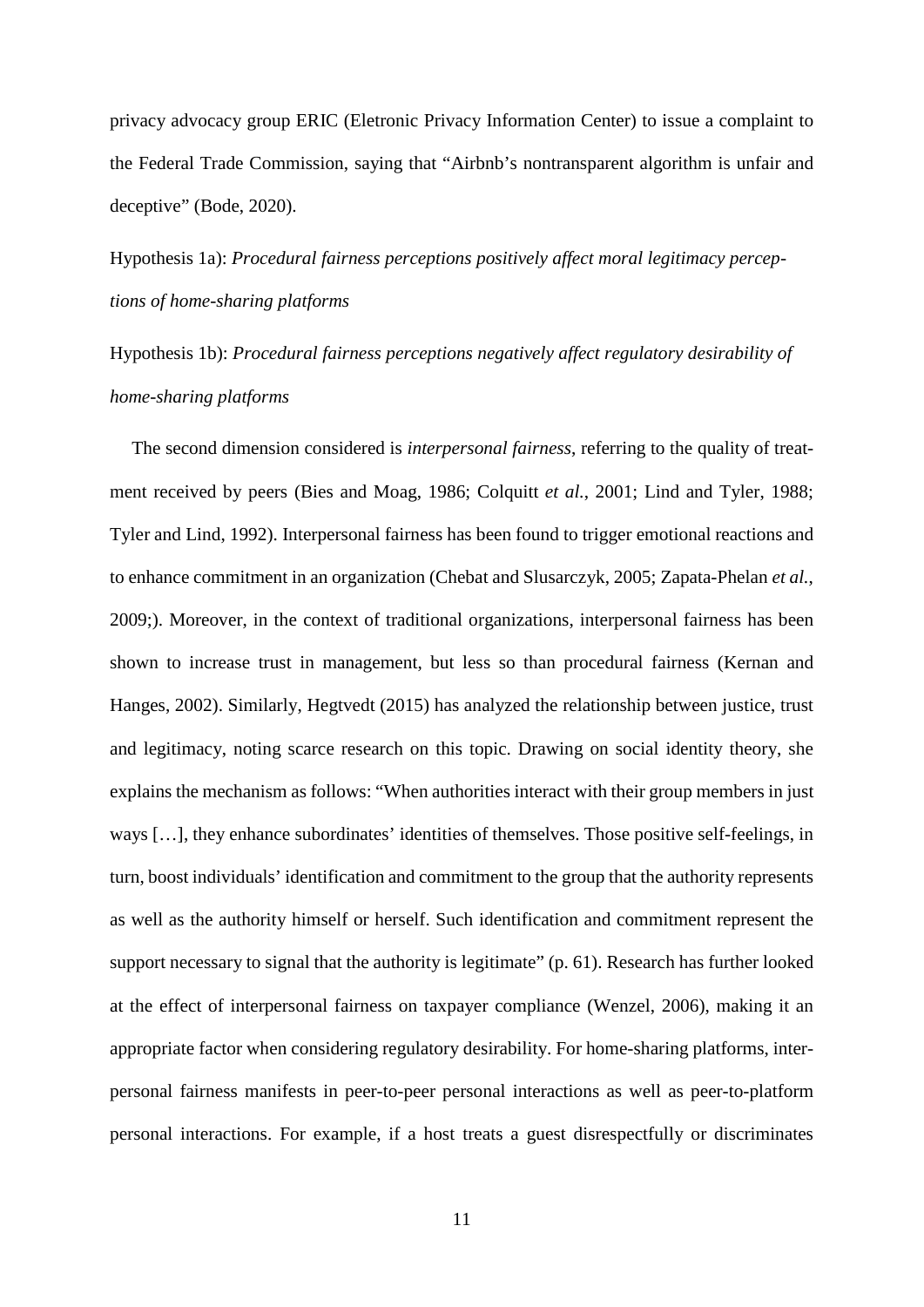privacy advocacy group ERIC (Eletronic Privacy Information Center) to issue a complaint to the Federal Trade Commission, saying that "Airbnb's nontransparent algorithm is unfair and deceptive" (Bode, 2020).

Hypothesis 1a): *Procedural fairness perceptions positively affect moral legitimacy perceptions of home-sharing platforms*

Hypothesis 1b): *Procedural fairness perceptions negatively affect regulatory desirability of home-sharing platforms*

The second dimension considered is *interpersonal fairness*, referring to the quality of treatment received by peers (Bies and Moag, 1986; Colquitt *et al.*, 2001; Lind and Tyler, 1988; Tyler and Lind, 1992). Interpersonal fairness has been found to trigger emotional reactions and to enhance commitment in an organization (Chebat and Slusarczyk, 2005; Zapata-Phelan *et al.*, 2009;). Moreover, in the context of traditional organizations, interpersonal fairness has been shown to increase trust in management, but less so than procedural fairness (Kernan and Hanges, 2002). Similarly, Hegtvedt (2015) has analyzed the relationship between justice, trust and legitimacy, noting scarce research on this topic. Drawing on social identity theory, she explains the mechanism as follows: "When authorities interact with their group members in just ways […], they enhance subordinates' identities of themselves. Those positive self-feelings, in turn, boost individuals' identification and commitment to the group that the authority represents as well as the authority himself or herself. Such identification and commitment represent the support necessary to signal that the authority is legitimate" (p. 61). Research has further looked at the effect of interpersonal fairness on taxpayer compliance (Wenzel, 2006), making it an appropriate factor when considering regulatory desirability. For home-sharing platforms, interpersonal fairness manifests in peer-to-peer personal interactions as well as peer-to-platform personal interactions. For example, if a host treats a guest disrespectfully or discriminates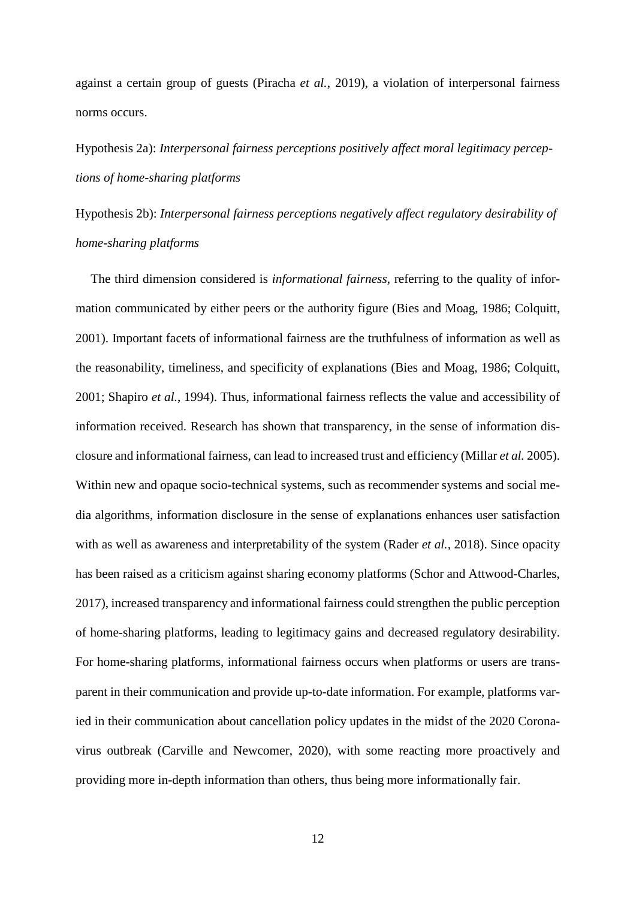against a certain group of guests (Piracha *et al.*, 2019), a violation of interpersonal fairness norms occurs.

Hypothesis 2a): *Interpersonal fairness perceptions positively affect moral legitimacy perceptions of home-sharing platforms*

Hypothesis 2b): *Interpersonal fairness perceptions negatively affect regulatory desirability of home-sharing platforms*

The third dimension considered is *informational fairness*, referring to the quality of information communicated by either peers or the authority figure (Bies and Moag, 1986; Colquitt, 2001). Important facets of informational fairness are the truthfulness of information as well as the reasonability, timeliness, and specificity of explanations (Bies and Moag, 1986; Colquitt, 2001; Shapiro *et al.*, 1994). Thus, informational fairness reflects the value and accessibility of information received. Research has shown that transparency, in the sense of information disclosure and informational fairness, can lead to increased trust and efficiency (Millar *et al.* 2005). Within new and opaque socio-technical systems, such as recommender systems and social media algorithms, information disclosure in the sense of explanations enhances user satisfaction with as well as awareness and interpretability of the system (Rader *et al.*, 2018). Since opacity has been raised as a criticism against sharing economy platforms (Schor and Attwood-Charles, 2017), increased transparency and informational fairness could strengthen the public perception of home-sharing platforms, leading to legitimacy gains and decreased regulatory desirability. For home-sharing platforms, informational fairness occurs when platforms or users are transparent in their communication and provide up-to-date information. For example, platforms varied in their communication about cancellation policy updates in the midst of the 2020 Coronavirus outbreak (Carville and Newcomer, 2020), with some reacting more proactively and providing more in-depth information than others, thus being more informationally fair.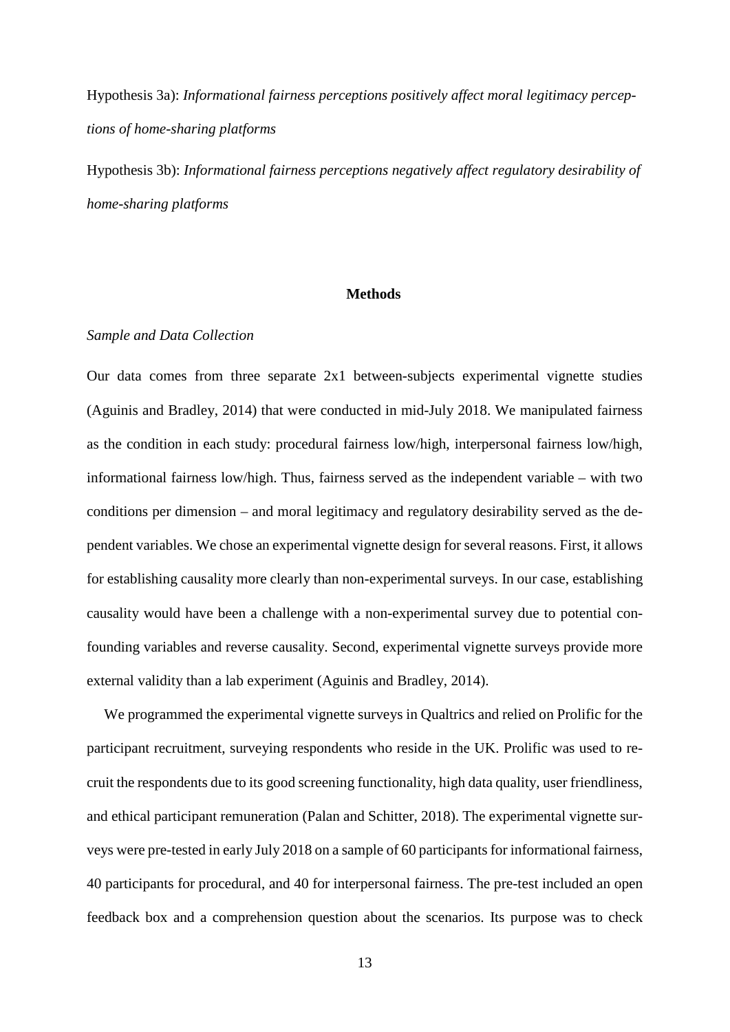Hypothesis 3a): *Informational fairness perceptions positively affect moral legitimacy perceptions of home-sharing platforms*

Hypothesis 3b): *Informational fairness perceptions negatively affect regulatory desirability of home-sharing platforms*

## Methods

### *Sample and Data Collection*

Our data comes from three separate 2x1 between-subjects experimental vignette studies (Aguinis and Bradley, 2014) that were conducted in mid-July 2018. We manipulated fairness as the condition in each study: procedural fairness low/high, interpersonal fairness low/high, informational fairness low/high. Thus, fairness served as the independent variable – with two conditions per dimension – and moral legitimacy and regulatory desirability served as the dependent variables. We chose an experimental vignette design for several reasons. First, it allows for establishing causality more clearly than non-experimental surveys. In our case, establishing causality would have been a challenge with a non-experimental survey due to potential confounding variables and reverse causality. Second, experimental vignette surveys provide more external validity than a lab experiment (Aguinis and Bradley, 2014).

We programmed the experimental vignette surveys in Qualtrics and relied on Prolific for the participant recruitment, surveying respondents who reside in the UK. Prolific was used to recruit the respondents due to its good screening functionality, high data quality, user friendliness, and ethical participant remuneration (Palan and Schitter, 2018). The experimental vignette surveys were pre-tested in early July 2018 on a sample of 60 participants for informational fairness, 40 participants for procedural, and 40 for interpersonal fairness. The pre-test included an open feedback box and a comprehension question about the scenarios. Its purpose was to check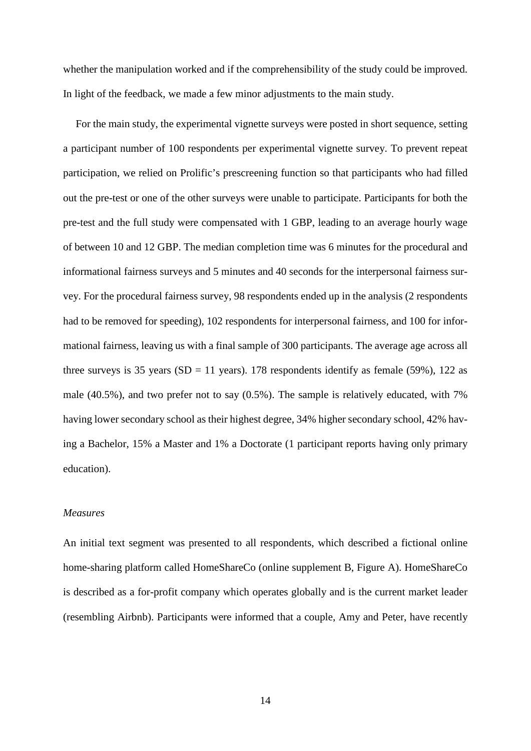whether the manipulation worked and if the comprehensibility of the study could be improved. In light of the feedback, we made a few minor adjustments to the main study.

For the main study, the experimental vignette surveys were posted in short sequence, setting a participant number of 100 respondents per experimental vignette survey. To prevent repeat participation, we relied on Prolific's prescreening function so that participants who had filled out the pre-test or one of the other surveys were unable to participate. Participants for both the pre-test and the full study were compensated with 1 GBP, leading to an average hourly wage of between 10 and 12 GBP. The median completion time was 6 minutes for the procedural and informational fairness surveys and 5 minutes and 40 seconds for the interpersonal fairness survey. For the procedural fairness survey, 98 respondents ended up in the analysis (2 respondents had to be removed for speeding), 102 respondents for interpersonal fairness, and 100 for informational fairness, leaving us with a final sample of 300 participants. The average age across all three surveys is 35 years (SD = 11 years). 178 respondents identify as female (59%), 122 as male (40.5%), and two prefer not to say (0.5%). The sample is relatively educated, with 7% having lower secondary school as their highest degree, 34% higher secondary school, 42% having a Bachelor, 15% a Master and 1% a Doctorate (1 participant reports having only primary education).

*Measures*

An initial text segment was presented to all respondents, which described a fictional online home-sharing platform called HomeShareCo (online supplement B, Figure A). HomeShareCo is described as a for-profit company which operates globally and is the current market leader (resembling Airbnb). Participants were informed that a couple, Amy and Peter, have recently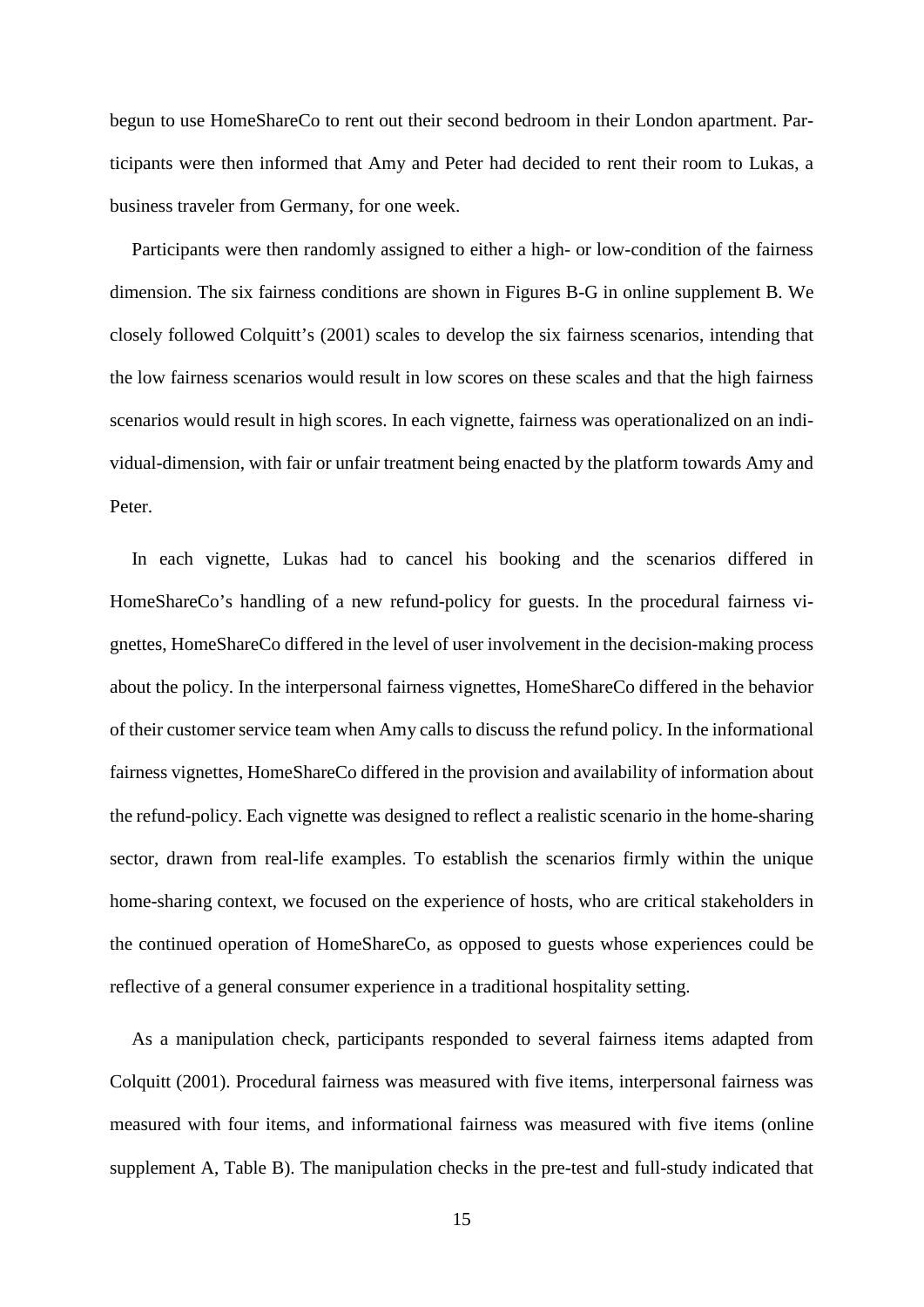begun to use HomeShareCo to rent out their second bedroom in their London apartment. Participants were then informed that Amy and Peter had decided to rent their room to Lukas, a business traveler from Germany, for one week.

Participants were then randomly assigned to either a high- or low-condition of the fairness dimension. The six fairness conditions are shown in Figures B-G in online supplement B. We closely followed Colquitt's (2001) scales to develop the six fairness scenarios, intending that the low fairness scenarios would result in low scores on these scales and that the high fairness scenarios would result in high scores. In each vignette, fairness was operationalized on an individual-dimension, with fair or unfair treatment being enacted by the platform towards Amy and Peter.

In each vignette, Lukas had to cancel his booking and the scenarios differed in HomeShareCo's handling of a new refund-policy for guests. In the procedural fairness vignettes, HomeShareCo differed in the level of user involvement in the decision-making process about the policy. In the interpersonal fairness vignettes, HomeShareCo differed in the behavior of their customer service team when Amy calls to discuss the refund policy. In the informational fairness vignettes, HomeShareCo differed in the provision and availability of information about the refund-policy. Each vignette was designed to reflect a realistic scenario in the home-sharing sector, drawn from real-life examples. To establish the scenarios firmly within the unique home-sharing context, we focused on the experience of hosts, who are critical stakeholders in the continued operation of HomeShareCo, as opposed to guests whose experiences could be reflective of a general consumer experience in a traditional hospitality setting.

As a manipulation check, participants responded to several fairness items adapted from Colquitt (2001). Procedural fairness was measured with five items, interpersonal fairness was measured with four items, and informational fairness was measured with five items (online supplement A, Table B). The manipulation checks in the pre-test and full-study indicated that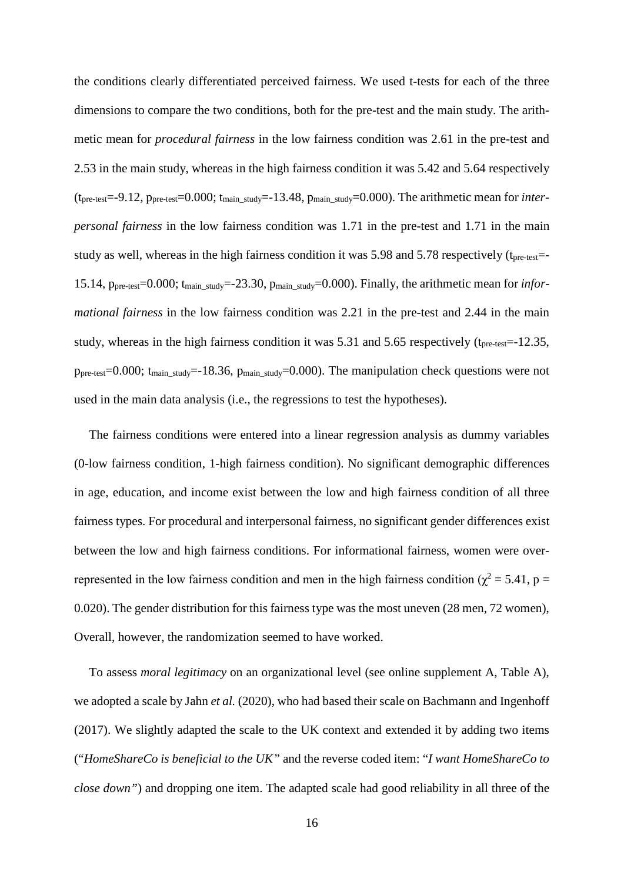the conditions clearly differentiated perceived fairness. We used t-tests for each of the three dimensions to compare the two conditions, both for the pre-test and the main study. The arithmetic mean for *procedural fairness* in the low fairness condition was 2.61 in the pre-test and 2.53 in the main study, whereas in the high fairness condition it was 5.42 and 5.64 respectively ($t_{pre\text{-}test}$=-9.12, $p_{pre\text{-}test}$=0.000; $t_{main\_study}$=-13.48, $p_{main\_study}$=0.000). The arithmetic mean for *interpersonal fairness* in the low fairness condition was 1.71 in the pre-test and 1.71 in the main study as well, whereas in the high fairness condition it was 5.98 and 5.78 respectively ($t_{pre\text{-}test}$=-15.14, $p_{pre\text{-}test}$=0.000; $t_{main\_study}$=-23.30, $p_{main\_study}$=0.000). Finally, the arithmetic mean for *informational fairness* in the low fairness condition was 2.21 in the pre-test and 2.44 in the main study, whereas in the high fairness condition it was 5.31 and 5.65 respectively ($t_{pre\text{-}test}$=-12.35, $p_{pre\text{-}test}$=0.000; $t_{main\_study}$=-18.36, $p_{main\_study}$=0.000). The manipulation check questions were not used in the main data analysis (i.e., the regressions to test the hypotheses).

The fairness conditions were entered into a linear regression analysis as dummy variables (0-low fairness condition, 1-high fairness condition). No significant demographic differences in age, education, and income exist between the low and high fairness condition of all three fairness types. For procedural and interpersonal fairness, no significant gender differences exist between the low and high fairness conditions. For informational fairness, women were overrepresented in the low fairness condition and men in the high fairness condition ($\chi^2$ = 5.41, p = 0.020). The gender distribution for this fairness type was the most uneven (28 men, 72 women), Overall, however, the randomization seemed to have worked.

To assess *moral legitimacy* on an organizational level (see online supplement A, Table A), we adopted a scale by Jahn *et al.* (2020), who had based their scale on Bachmann and Ingenhoff (2017). We slightly adapted the scale to the UK context and extended it by adding two items ("*HomeShareCo is beneficial to the UK"* and the reverse coded item: "*I want HomeShareCo to close down"*) and dropping one item. The adapted scale had good reliability in all three of the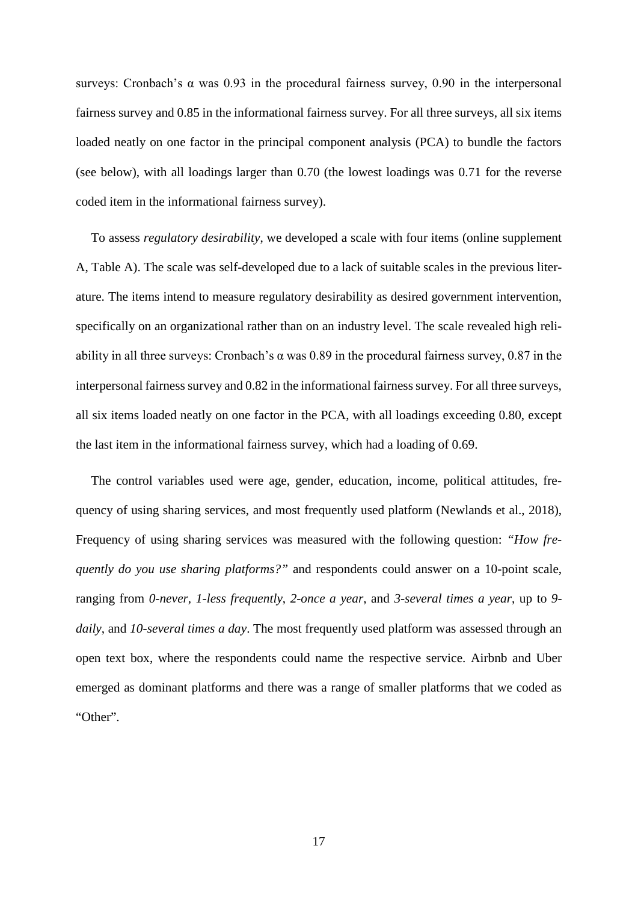surveys: Cronbach's α was 0.93 in the procedural fairness survey, 0.90 in the interpersonal fairness survey and 0.85 in the informational fairness survey. For all three surveys, all six items loaded neatly on one factor in the principal component analysis (PCA) to bundle the factors (see below), with all loadings larger than 0.70 (the lowest loadings was 0.71 for the reverse coded item in the informational fairness survey).

To assess *regulatory desirability*, we developed a scale with four items (online supplement A, Table A). The scale was self-developed due to a lack of suitable scales in the previous literature. The items intend to measure regulatory desirability as desired government intervention, specifically on an organizational rather than on an industry level. The scale revealed high reliability in all three surveys: Cronbach's α was 0.89 in the procedural fairness survey, 0.87 in the interpersonal fairness survey and 0.82 in the informational fairness survey. For all three surveys, all six items loaded neatly on one factor in the PCA, with all loadings exceeding 0.80, except the last item in the informational fairness survey, which had a loading of 0.69.

The control variables used were age, gender, education, income, political attitudes, frequency of using sharing services, and most frequently used platform (Newlands et al., 2018), Frequency of using sharing services was measured with the following question: *"How frequently do you use sharing platforms?"* and respondents could answer on a 10-point scale, ranging from *0-never*, *1-less frequently*, *2-once a year*, and *3-several times a year*, up to *9-daily*, and *10-several times a day*. The most frequently used platform was assessed through an open text box, where the respondents could name the respective service. Airbnb and Uber emerged as dominant platforms and there was a range of smaller platforms that we coded as "Other".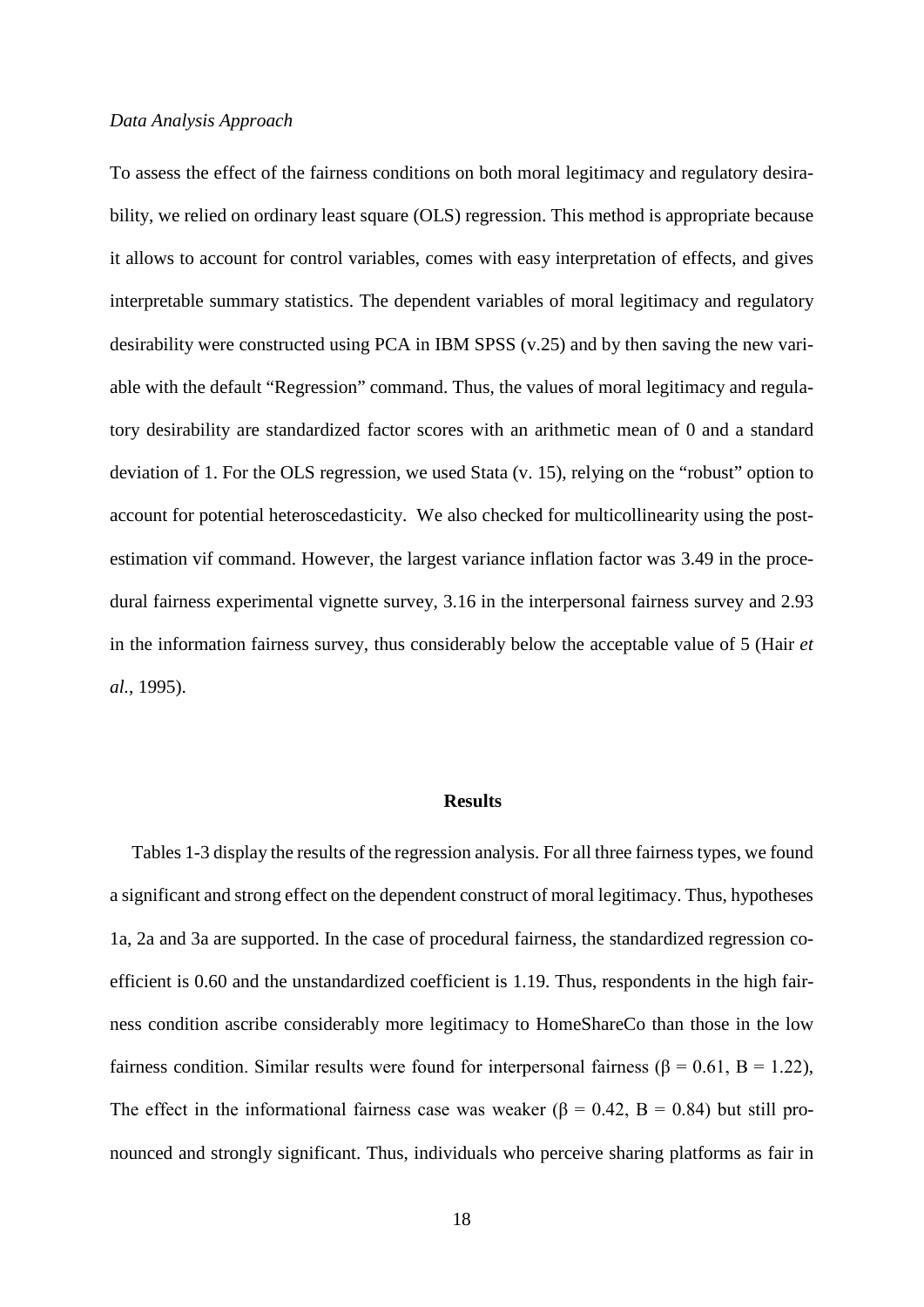*Data Analysis Approach*

To assess the effect of the fairness conditions on both moral legitimacy and regulatory desirability, we relied on ordinary least square (OLS) regression. This method is appropriate because it allows to account for control variables, comes with easy interpretation of effects, and gives interpretable summary statistics. The dependent variables of moral legitimacy and regulatory desirability were constructed using PCA in IBM SPSS (v.25) and by then saving the new variable with the default "Regression" command. Thus, the values of moral legitimacy and regulatory desirability are standardized factor scores with an arithmetic mean of 0 and a standard deviation of 1. For the OLS regression, we used Stata (v. 15), relying on the "robust" option to account for potential heteroscedasticity. We also checked for multicollinearity using the post-estimation vif command. However, the largest variance inflation factor was 3.49 in the procedural fairness experimental vignette survey, 3.16 in the interpersonal fairness survey and 2.93 in the information fairness survey, thus considerably below the acceptable value of 5 (Hair *et al.*, 1995).

## Results

Tables 1-3 display the results of the regression analysis. For all three fairness types, we found a significant and strong effect on the dependent construct of moral legitimacy. Thus, hypotheses 1a, 2a and 3a are supported. In the case of procedural fairness, the standardized regression coefficient is 0.60 and the unstandardized coefficient is 1.19. Thus, respondents in the high fairness condition ascribe considerably more legitimacy to HomeShareCo than those in the low fairness condition. Similar results were found for interpersonal fairness ($\beta = 0.61$, $B = 1.22$), The effect in the informational fairness case was weaker ($\beta = 0.42$, $B = 0.84$) but still pronounced and strongly significant. Thus, individuals who perceive sharing platforms as fair in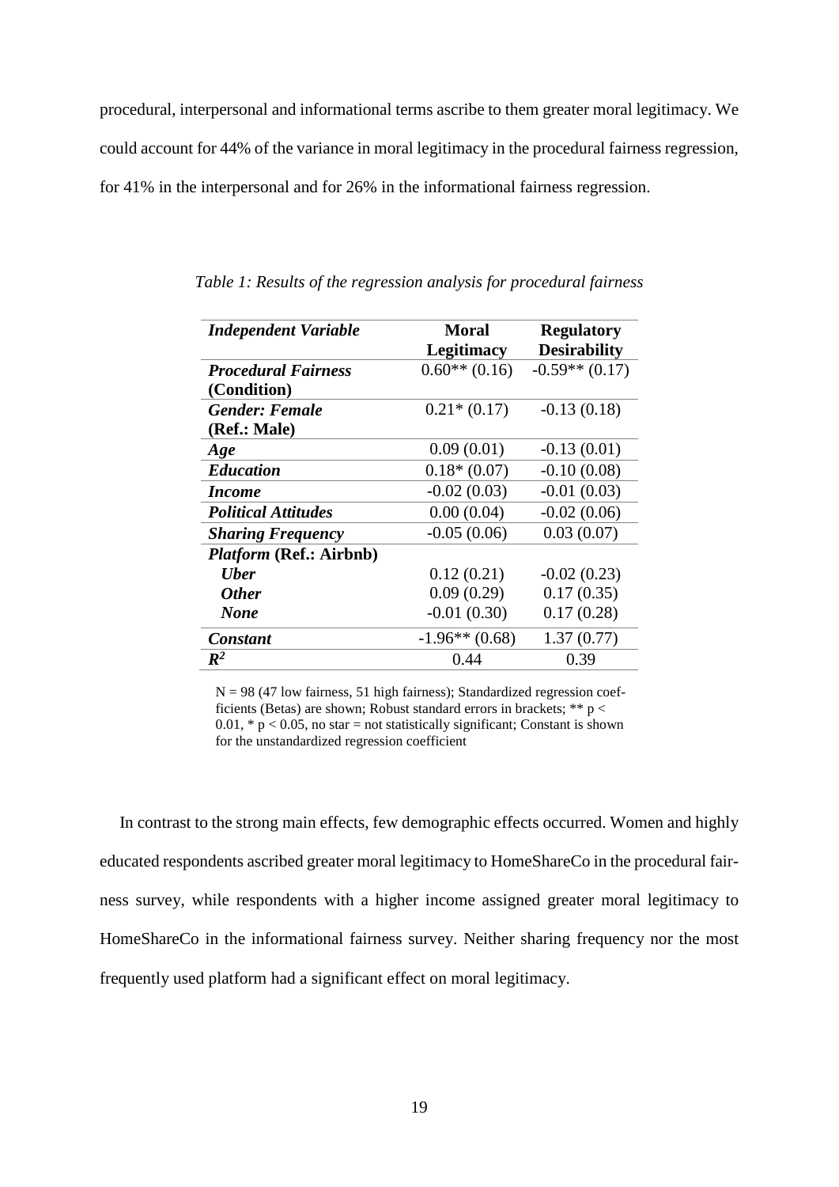procedural, interpersonal and informational terms ascribe to them greater moral legitimacy. We could account for 44% of the variance in moral legitimacy in the procedural fairness regression, for 41% in the interpersonal and for 26% in the informational fairness regression.

*Table 1: Results of the regression analysis for procedural fairness*

| *Independent Variable* | Moral Legitimacy | Regulatory Desirability |
|---|---|---|
| ***Procedural Fairness* (Condition)** | 0.60** (0.16) | -0.59** (0.17) |
| ***Gender: Female* (Ref.: Male)** | 0.21* (0.17) | -0.13 (0.18) |
| ***Age*** | 0.09 (0.01) | -0.13 (0.01) |
| ***Education*** | 0.18* (0.07) | -0.10 (0.08) |
| ***Income*** | -0.02 (0.03) | -0.01 (0.03) |
| ***Political Attitudes*** | 0.00 (0.04) | -0.02 (0.06) |
| ***Sharing Frequency*** | -0.05 (0.06) | 0.03 (0.07) |
| ***Platform* (Ref.: Airbnb)** | | |
| ***Uber*** | 0.12 (0.21) | -0.02 (0.23) |
| ***Other*** | 0.09 (0.29) | 0.17 (0.35) |
| ***None*** | -0.01 (0.30) | 0.17 (0.28) |
| ***Constant*** | -1.96** (0.68) | 1.37 (0.77) |
| $R^2$ | 0.44 | 0.39 |

N = 98 (47 low fairness, 51 high fairness); Standardized regression coefficients (Betas) are shown; Robust standard errors in brackets; ** $p < 0.01$, * $p < 0.05$, no star = not statistically significant; Constant is shown for the unstandardized regression coefficient

In contrast to the strong main effects, few demographic effects occurred. Women and highly educated respondents ascribed greater moral legitimacy to HomeShareCo in the procedural fairness survey, while respondents with a higher income assigned greater moral legitimacy to HomeShareCo in the informational fairness survey. Neither sharing frequency nor the most frequently used platform had a significant effect on moral legitimacy.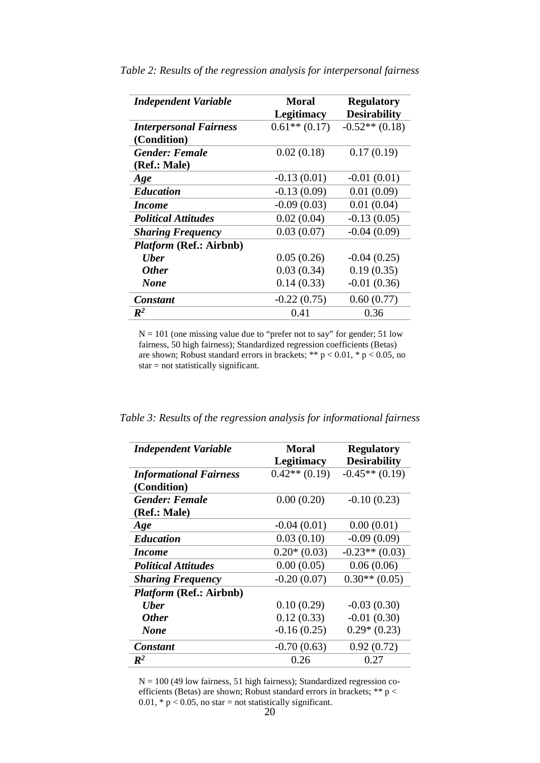*Table 2: Results of the regression analysis for interpersonal fairness*

| ***Independent Variable*** | **Moral Legitimacy** | **Regulatory Desirability** |
|---|---|---|
| ***Interpersonal Fairness* (Condition)** | 0.61** (0.17) | -0.52** (0.18) |
| ***Gender: Female* (Ref.: Male)** | 0.02 (0.18) | 0.17 (0.19) |
| ***Age*** | -0.13 (0.01) | -0.01 (0.01) |
| ***Education*** | -0.13 (0.09) | 0.01 (0.09) |
| ***Income*** | -0.09 (0.03) | 0.01 (0.04) |
| ***Political Attitudes*** | 0.02 (0.04) | -0.13 (0.05) |
| ***Sharing Frequency*** | 0.03 (0.07) | -0.04 (0.09) |
| ***Platform* (Ref.: Airbnb)** | | |
| ***Uber*** | 0.05 (0.26) | -0.04 (0.25) |
| ***Other*** | 0.03 (0.34) | 0.19 (0.35) |
| ***None*** | 0.14 (0.33) | -0.01 (0.36) |
| ***Constant*** | -0.22 (0.75) | 0.60 (0.77) |
| $R^2$ | 0.41 | 0.36 |

N = 101 (one missing value due to "prefer not to say" for gender; 51 low fairness, 50 high fairness); Standardized regression coefficients (Betas) are shown; Robust standard errors in brackets; ** $p < 0.01$, * $p < 0.05$, no star = not statistically significant.

*Table 3: Results of the regression analysis for informational fairness*

| ***Independent Variable*** | **Moral Legitimacy** | **Regulatory Desirability** |
|---|---|---|
| ***Informational Fairness* (Condition)** | 0.42** (0.19) | -0.45** (0.19) |
| ***Gender: Female* (Ref.: Male)** | 0.00 (0.20) | -0.10 (0.23) |
| ***Age*** | -0.04 (0.01) | 0.00 (0.01) |
| ***Education*** | 0.03 (0.10) | -0.09 (0.09) |
| ***Income*** | 0.20* (0.03) | -0.23** (0.03) |
| ***Political Attitudes*** | 0.00 (0.05) | 0.06 (0.06) |
| ***Sharing Frequency*** | -0.20 (0.07) | 0.30** (0.05) |
| ***Platform* (Ref.: Airbnb)** | | |
| ***Uber*** | 0.10 (0.29) | -0.03 (0.30) |
| ***Other*** | 0.12 (0.33) | -0.01 (0.30) |
| ***None*** | -0.16 (0.25) | 0.29* (0.23) |
| ***Constant*** | -0.70 (0.63) | 0.92 (0.72) |
| $R^2$ | 0.26 | 0.27 |

N = 100 (49 low fairness, 51 high fairness); Standardized regression coefficients (Betas) are shown; Robust standard errors in brackets; ** $p < 0.01$, * $p < 0.05$, no star = not statistically significant.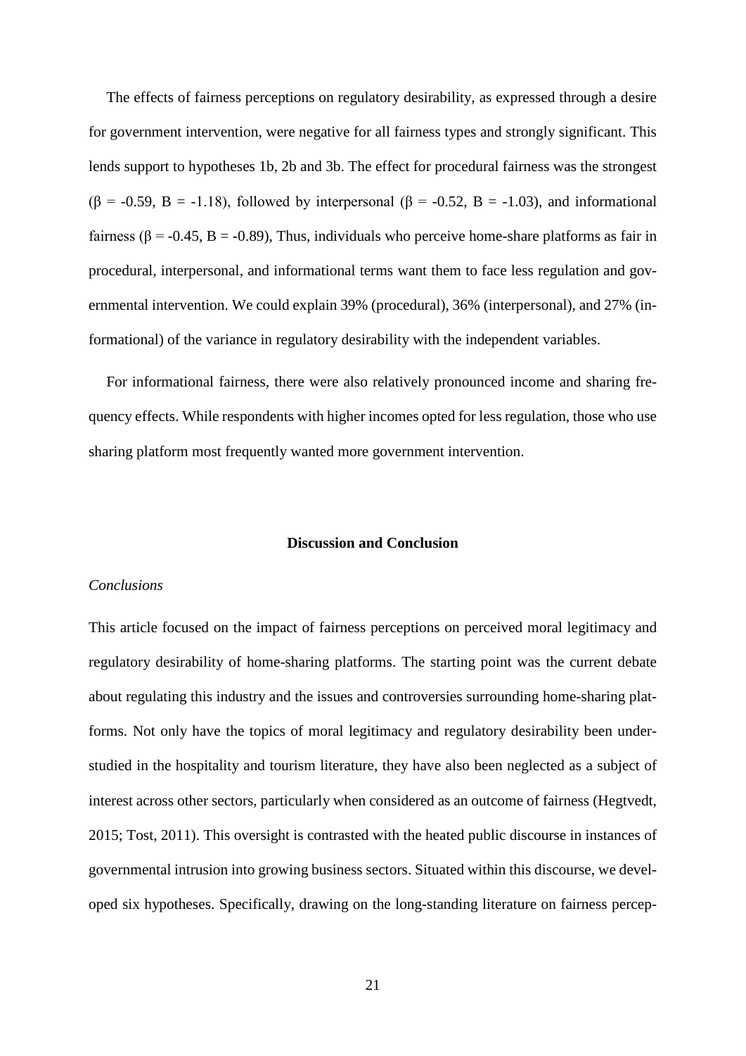The effects of fairness perceptions on regulatory desirability, as expressed through a desire for government intervention, were negative for all fairness types and strongly significant. This lends support to hypotheses 1b, 2b and 3b. The effect for procedural fairness was the strongest ($\beta$ = -0.59, B = -1.18), followed by interpersonal ($\beta$ = -0.52, B = -1.03), and informational fairness ($\beta$ = -0.45, B = -0.89), Thus, individuals who perceive home-share platforms as fair in procedural, interpersonal, and informational terms want them to face less regulation and governmental intervention. We could explain 39% (procedural), 36% (interpersonal), and 27% (informational) of the variance in regulatory desirability with the independent variables.

For informational fairness, there were also relatively pronounced income and sharing frequency effects. While respondents with higher incomes opted for less regulation, those who use sharing platform most frequently wanted more government intervention.

## Discussion and Conclusion

### *Conclusions*

This article focused on the impact of fairness perceptions on perceived moral legitimacy and regulatory desirability of home-sharing platforms. The starting point was the current debate about regulating this industry and the issues and controversies surrounding home-sharing platforms. Not only have the topics of moral legitimacy and regulatory desirability been understudied in the hospitality and tourism literature, they have also been neglected as a subject of interest across other sectors, particularly when considered as an outcome of fairness (Hegtvedt, 2015; Tost, 2011). This oversight is contrasted with the heated public discourse in instances of governmental intrusion into growing business sectors. Situated within this discourse, we developed six hypotheses. Specifically, drawing on the long-standing literature on fairness percep-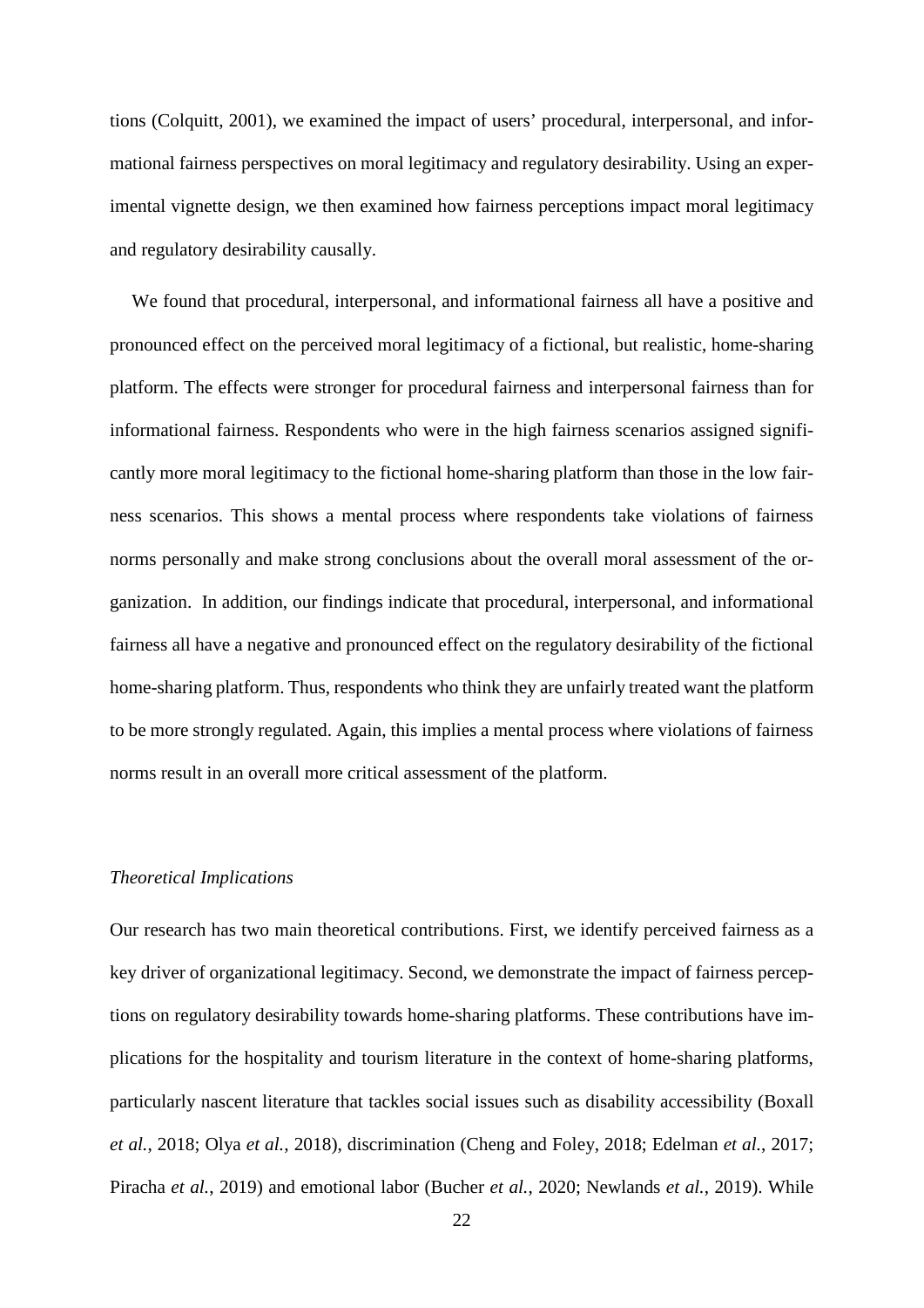tions (Colquitt, 2001), we examined the impact of users' procedural, interpersonal, and informational fairness perspectives on moral legitimacy and regulatory desirability. Using an experimental vignette design, we then examined how fairness perceptions impact moral legitimacy and regulatory desirability causally.

We found that procedural, interpersonal, and informational fairness all have a positive and pronounced effect on the perceived moral legitimacy of a fictional, but realistic, home-sharing platform. The effects were stronger for procedural fairness and interpersonal fairness than for informational fairness. Respondents who were in the high fairness scenarios assigned significantly more moral legitimacy to the fictional home-sharing platform than those in the low fairness scenarios. This shows a mental process where respondents take violations of fairness norms personally and make strong conclusions about the overall moral assessment of the organization. In addition, our findings indicate that procedural, interpersonal, and informational fairness all have a negative and pronounced effect on the regulatory desirability of the fictional home-sharing platform. Thus, respondents who think they are unfairly treated want the platform to be more strongly regulated. Again, this implies a mental process where violations of fairness norms result in an overall more critical assessment of the platform.

*Theoretical Implications*

Our research has two main theoretical contributions. First, we identify perceived fairness as a key driver of organizational legitimacy. Second, we demonstrate the impact of fairness perceptions on regulatory desirability towards home-sharing platforms. These contributions have implications for the hospitality and tourism literature in the context of home-sharing platforms, particularly nascent literature that tackles social issues such as disability accessibility (Boxall *et al.*, 2018; Olya *et al.*, 2018), discrimination (Cheng and Foley, 2018; Edelman *et al.*, 2017; Piracha *et al.*, 2019) and emotional labor (Bucher *et al.*, 2020; Newlands *et al.*, 2019). While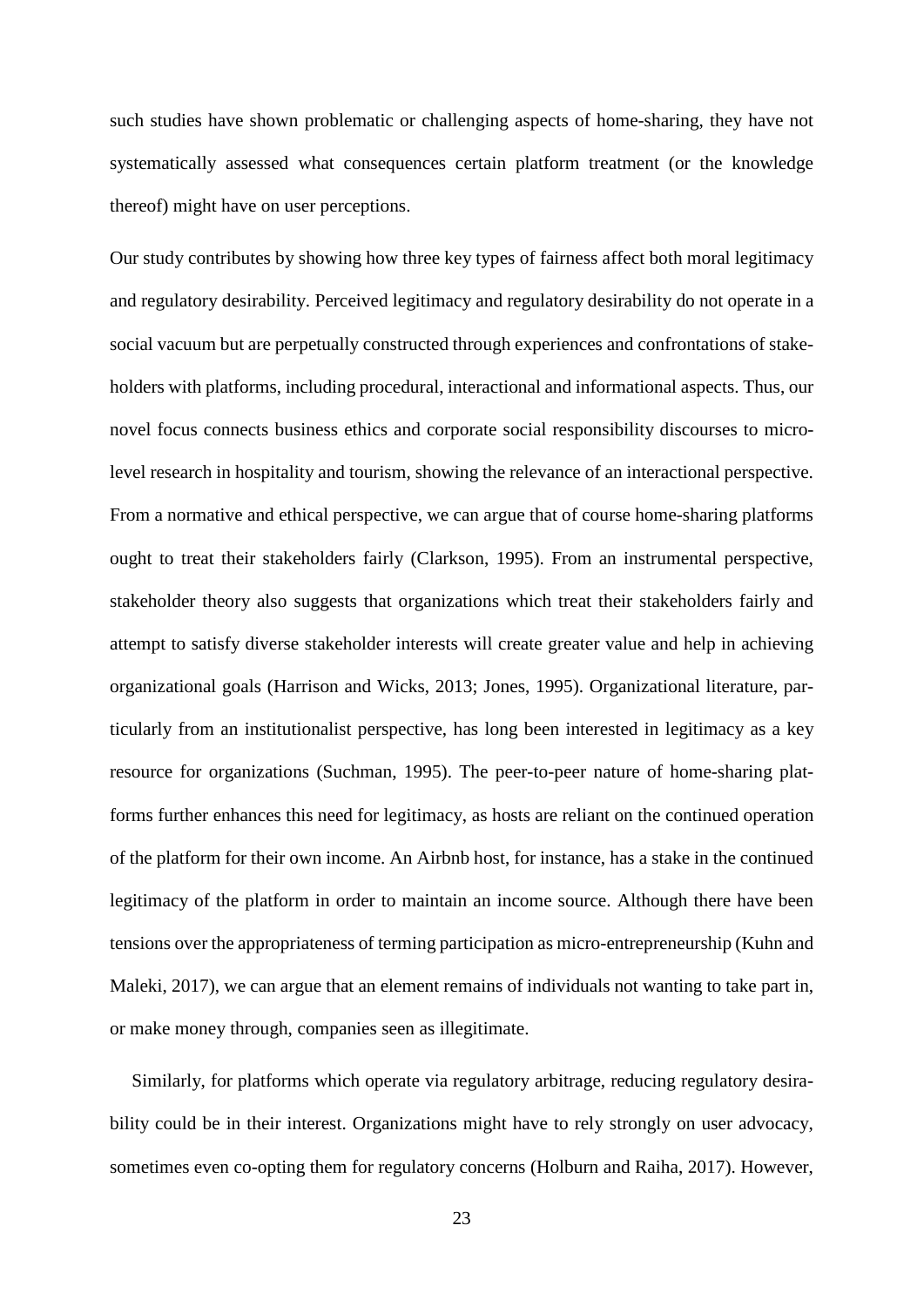such studies have shown problematic or challenging aspects of home-sharing, they have not systematically assessed what consequences certain platform treatment (or the knowledge thereof) might have on user perceptions.

Our study contributes by showing how three key types of fairness affect both moral legitimacy and regulatory desirability. Perceived legitimacy and regulatory desirability do not operate in a social vacuum but are perpetually constructed through experiences and confrontations of stakeholders with platforms, including procedural, interactional and informational aspects. Thus, our novel focus connects business ethics and corporate social responsibility discourses to micro-level research in hospitality and tourism, showing the relevance of an interactional perspective. From a normative and ethical perspective, we can argue that of course home-sharing platforms ought to treat their stakeholders fairly (Clarkson, 1995). From an instrumental perspective, stakeholder theory also suggests that organizations which treat their stakeholders fairly and attempt to satisfy diverse stakeholder interests will create greater value and help in achieving organizational goals (Harrison and Wicks, 2013; Jones, 1995). Organizational literature, particularly from an institutionalist perspective, has long been interested in legitimacy as a key resource for organizations (Suchman, 1995). The peer-to-peer nature of home-sharing platforms further enhances this need for legitimacy, as hosts are reliant on the continued operation of the platform for their own income. An Airbnb host, for instance, has a stake in the continued legitimacy of the platform in order to maintain an income source. Although there have been tensions over the appropriateness of terming participation as micro-entrepreneurship (Kuhn and Maleki, 2017), we can argue that an element remains of individuals not wanting to take part in, or make money through, companies seen as illegitimate.

Similarly, for platforms which operate via regulatory arbitrage, reducing regulatory desirability could be in their interest. Organizations might have to rely strongly on user advocacy, sometimes even co-opting them for regulatory concerns (Holburn and Raiha, 2017). However,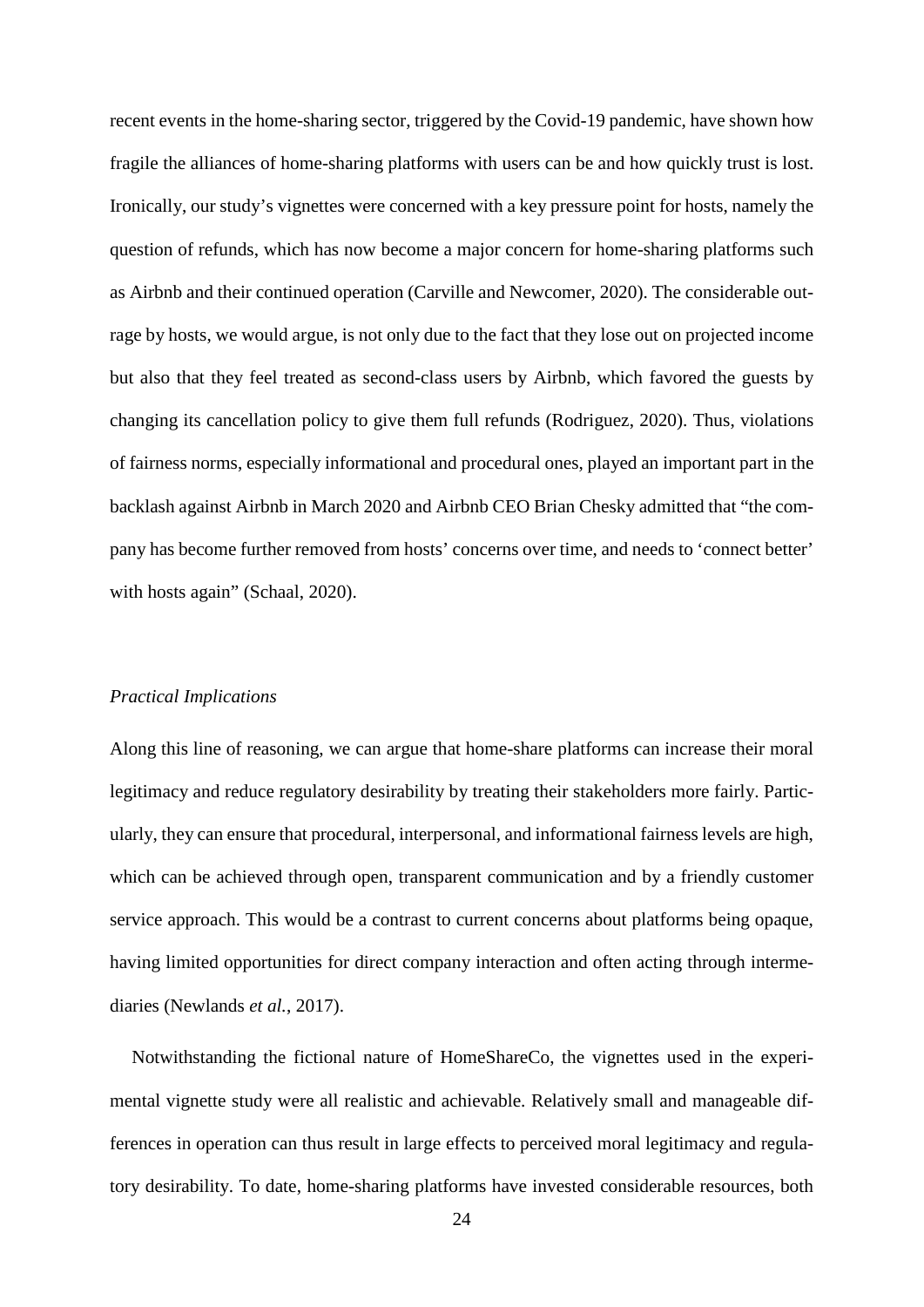recent events in the home-sharing sector, triggered by the Covid-19 pandemic, have shown how fragile the alliances of home-sharing platforms with users can be and how quickly trust is lost. Ironically, our study's vignettes were concerned with a key pressure point for hosts, namely the question of refunds, which has now become a major concern for home-sharing platforms such as Airbnb and their continued operation (Carville and Newcomer, 2020). The considerable outrage by hosts, we would argue, is not only due to the fact that they lose out on projected income but also that they feel treated as second-class users by Airbnb, which favored the guests by changing its cancellation policy to give them full refunds (Rodriguez, 2020). Thus, violations of fairness norms, especially informational and procedural ones, played an important part in the backlash against Airbnb in March 2020 and Airbnb CEO Brian Chesky admitted that "the company has become further removed from hosts' concerns over time, and needs to 'connect better' with hosts again" (Schaal, 2020).

### *Practical Implications*

Along this line of reasoning, we can argue that home-share platforms can increase their moral legitimacy and reduce regulatory desirability by treating their stakeholders more fairly. Particularly, they can ensure that procedural, interpersonal, and informational fairness levels are high, which can be achieved through open, transparent communication and by a friendly customer service approach. This would be a contrast to current concerns about platforms being opaque, having limited opportunities for direct company interaction and often acting through intermediaries (Newlands *et al.*, 2017).

Notwithstanding the fictional nature of HomeShareCo, the vignettes used in the experimental vignette study were all realistic and achievable. Relatively small and manageable differences in operation can thus result in large effects to perceived moral legitimacy and regulatory desirability. To date, home-sharing platforms have invested considerable resources, both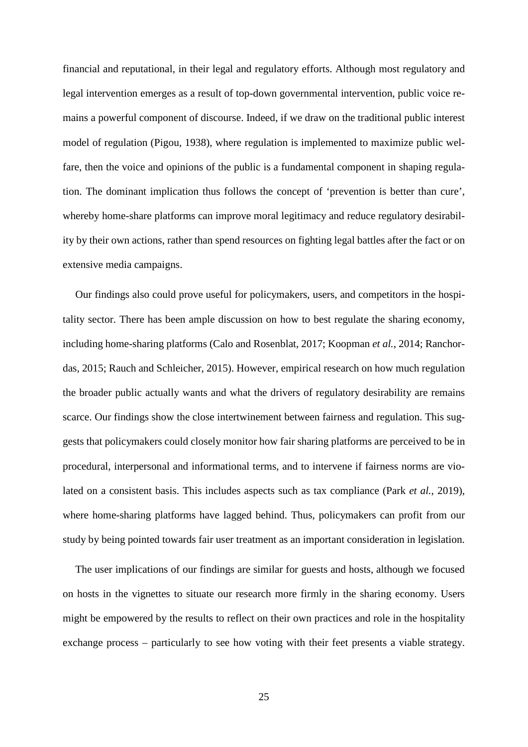financial and reputational, in their legal and regulatory efforts. Although most regulatory and legal intervention emerges as a result of top-down governmental intervention, public voice remains a powerful component of discourse. Indeed, if we draw on the traditional public interest model of regulation (Pigou, 1938), where regulation is implemented to maximize public welfare, then the voice and opinions of the public is a fundamental component in shaping regulation. The dominant implication thus follows the concept of 'prevention is better than cure', whereby home-share platforms can improve moral legitimacy and reduce regulatory desirability by their own actions, rather than spend resources on fighting legal battles after the fact or on extensive media campaigns.

Our findings also could prove useful for policymakers, users, and competitors in the hospitality sector. There has been ample discussion on how to best regulate the sharing economy, including home-sharing platforms (Calo and Rosenblat, 2017; Koopman *et al.*, 2014; Ranchordas, 2015; Rauch and Schleicher, 2015). However, empirical research on how much regulation the broader public actually wants and what the drivers of regulatory desirability are remains scarce. Our findings show the close intertwinement between fairness and regulation. This suggests that policymakers could closely monitor how fair sharing platforms are perceived to be in procedural, interpersonal and informational terms, and to intervene if fairness norms are violated on a consistent basis. This includes aspects such as tax compliance (Park *et al.*, 2019), where home-sharing platforms have lagged behind. Thus, policymakers can profit from our study by being pointed towards fair user treatment as an important consideration in legislation.

The user implications of our findings are similar for guests and hosts, although we focused on hosts in the vignettes to situate our research more firmly in the sharing economy. Users might be empowered by the results to reflect on their own practices and role in the hospitality exchange process – particularly to see how voting with their feet presents a viable strategy.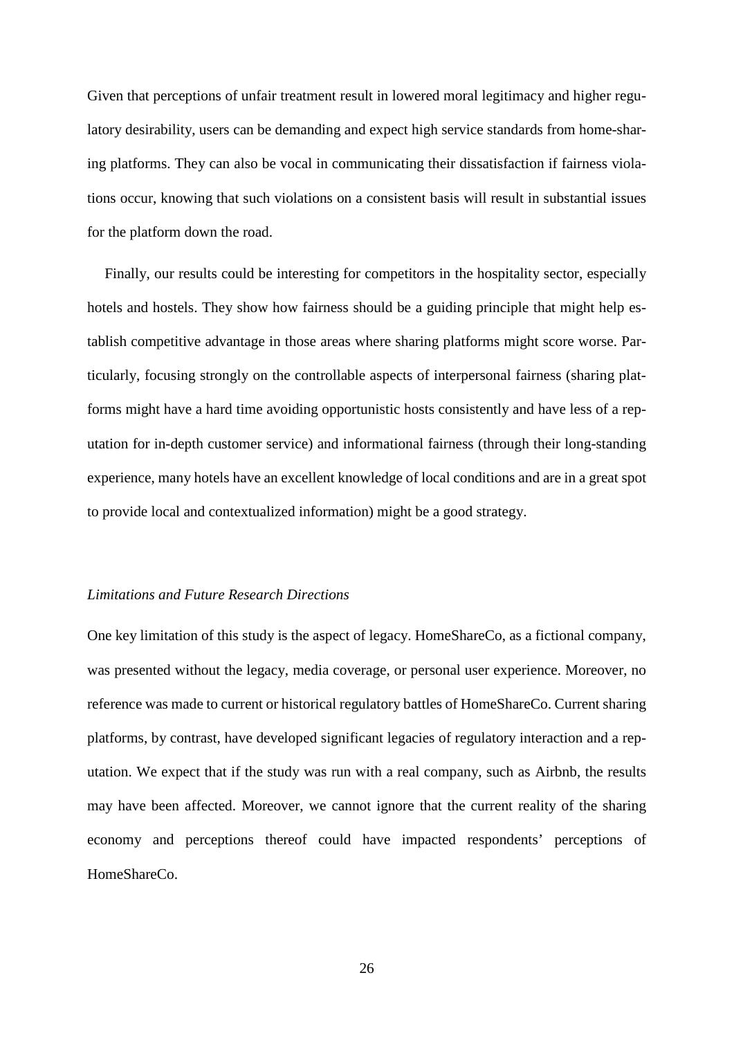Given that perceptions of unfair treatment result in lowered moral legitimacy and higher regulatory desirability, users can be demanding and expect high service standards from home-sharing platforms. They can also be vocal in communicating their dissatisfaction if fairness violations occur, knowing that such violations on a consistent basis will result in substantial issues for the platform down the road.

Finally, our results could be interesting for competitors in the hospitality sector, especially hotels and hostels. They show how fairness should be a guiding principle that might help establish competitive advantage in those areas where sharing platforms might score worse. Particularly, focusing strongly on the controllable aspects of interpersonal fairness (sharing platforms might have a hard time avoiding opportunistic hosts consistently and have less of a reputation for in-depth customer service) and informational fairness (through their long-standing experience, many hotels have an excellent knowledge of local conditions and are in a great spot to provide local and contextualized information) might be a good strategy.

*Limitations and Future Research Directions*

One key limitation of this study is the aspect of legacy. HomeShareCo, as a fictional company, was presented without the legacy, media coverage, or personal user experience. Moreover, no reference was made to current or historical regulatory battles of HomeShareCo. Current sharing platforms, by contrast, have developed significant legacies of regulatory interaction and a reputation. We expect that if the study was run with a real company, such as Airbnb, the results may have been affected. Moreover, we cannot ignore that the current reality of the sharing economy and perceptions thereof could have impacted respondents' perceptions of HomeShareCo.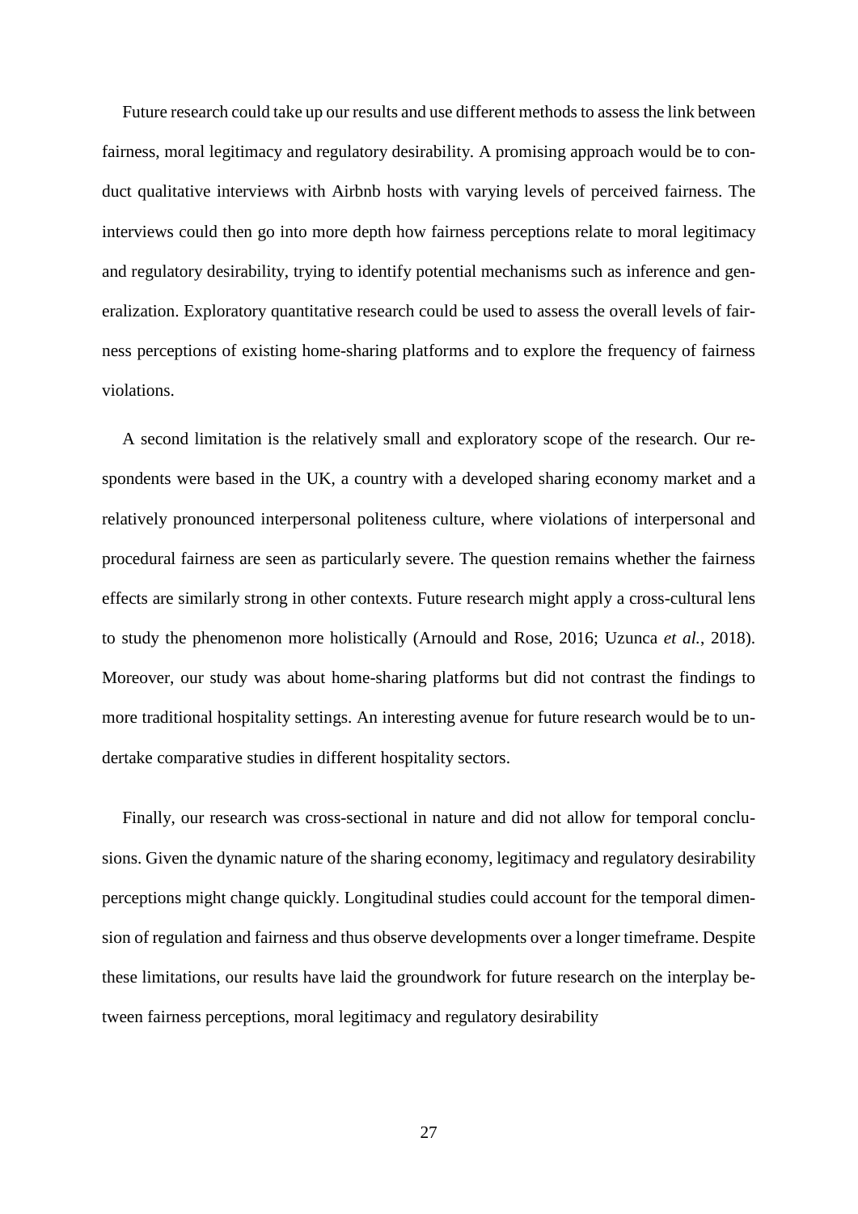Future research could take up our results and use different methods to assess the link between fairness, moral legitimacy and regulatory desirability. A promising approach would be to conduct qualitative interviews with Airbnb hosts with varying levels of perceived fairness. The interviews could then go into more depth how fairness perceptions relate to moral legitimacy and regulatory desirability, trying to identify potential mechanisms such as inference and generalization. Exploratory quantitative research could be used to assess the overall levels of fairness perceptions of existing home-sharing platforms and to explore the frequency of fairness violations.

A second limitation is the relatively small and exploratory scope of the research. Our respondents were based in the UK, a country with a developed sharing economy market and a relatively pronounced interpersonal politeness culture, where violations of interpersonal and procedural fairness are seen as particularly severe. The question remains whether the fairness effects are similarly strong in other contexts. Future research might apply a cross-cultural lens to study the phenomenon more holistically (Arnould and Rose, 2016; Uzunca *et al.*, 2018). Moreover, our study was about home-sharing platforms but did not contrast the findings to more traditional hospitality settings. An interesting avenue for future research would be to undertake comparative studies in different hospitality sectors.

Finally, our research was cross-sectional in nature and did not allow for temporal conclusions. Given the dynamic nature of the sharing economy, legitimacy and regulatory desirability perceptions might change quickly. Longitudinal studies could account for the temporal dimension of regulation and fairness and thus observe developments over a longer timeframe. Despite these limitations, our results have laid the groundwork for future research on the interplay between fairness perceptions, moral legitimacy and regulatory desirability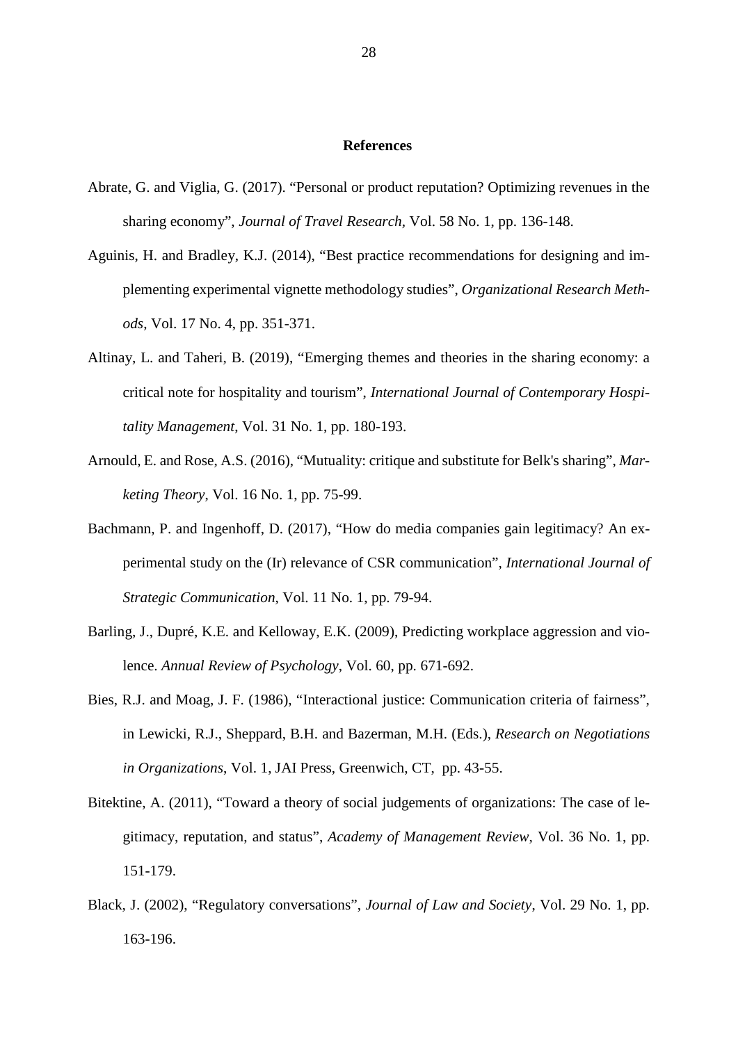## References

Abrate, G. and Viglia, G. (2017). "Personal or product reputation? Optimizing revenues in the sharing economy", *Journal of Travel Research*, Vol. 58 No. 1, pp. 136-148.

Aguinis, H. and Bradley, K.J. (2014), "Best practice recommendations for designing and implementing experimental vignette methodology studies", *Organizational Research Methods*, Vol. 17 No. 4, pp. 351-371.

Altinay, L. and Taheri, B. (2019), "Emerging themes and theories in the sharing economy: a critical note for hospitality and tourism", *International Journal of Contemporary Hospitality Management*, Vol. 31 No. 1, pp. 180-193.

Arnould, E. and Rose, A.S. (2016), "Mutuality: critique and substitute for Belk's sharing", *Marketing Theory*, Vol. 16 No. 1, pp. 75-99.

Bachmann, P. and Ingenhoff, D. (2017), "How do media companies gain legitimacy? An experimental study on the (Ir) relevance of CSR communication", *International Journal of Strategic Communication*, Vol. 11 No. 1, pp. 79-94.

Barling, J., Dupré, K.E. and Kelloway, E.K. (2009), Predicting workplace aggression and violence. *Annual Review of Psychology*, Vol. 60, pp. 671-692.

Bies, R.J. and Moag, J. F. (1986), "Interactional justice: Communication criteria of fairness", in Lewicki, R.J., Sheppard, B.H. and Bazerman, M.H. (Eds.), *Research on Negotiations in Organizations*, Vol. 1, JAI Press, Greenwich, CT, pp. 43-55.

Bitektine, A. (2011), "Toward a theory of social judgements of organizations: The case of legitimacy, reputation, and status", *Academy of Management Review*, Vol. 36 No. 1, pp. 151-179.

Black, J. (2002), "Regulatory conversations", *Journal of Law and Society*, Vol. 29 No. 1, pp. 163-196.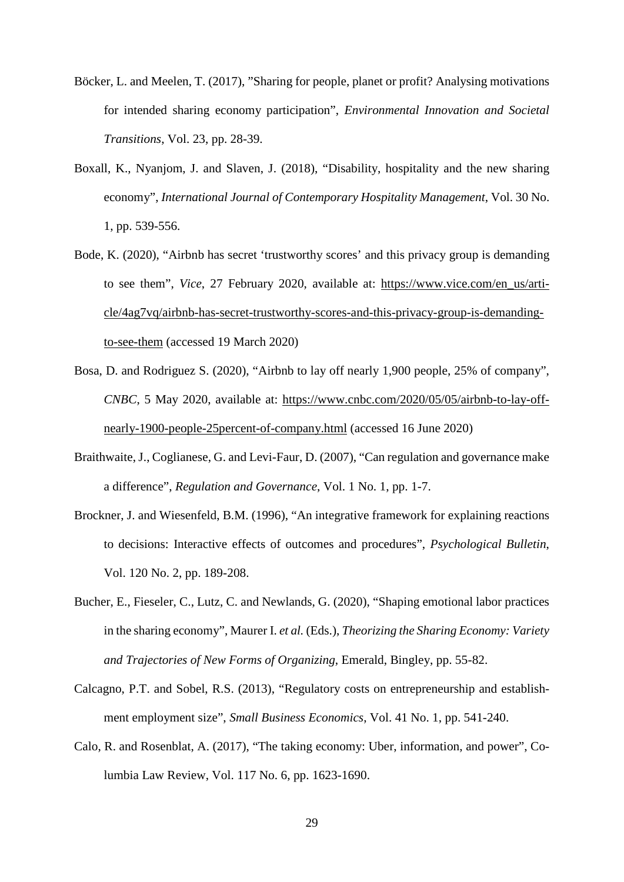Böcker, L. and Meelen, T. (2017), "Sharing for people, planet or profit? Analysing motivations for intended sharing economy participation", *Environmental Innovation and Societal Transitions*, Vol. 23, pp. 28-39.

Boxall, K., Nyanjom, J. and Slaven, J. (2018), "Disability, hospitality and the new sharing economy", *International Journal of Contemporary Hospitality Management*, Vol. 30 No. 1, pp. 539-556.

Bode, K. (2020), "Airbnb has secret 'trustworthy scores' and this privacy group is demanding to see them", *Vice*, 27 February 2020, available at: https://www.vice.com/en_us/article/4ag7vq/airbnb-has-secret-trustworthy-scores-and-this-privacy-group-is-demanding-to-see-them (accessed 19 March 2020)

Bosa, D. and Rodriguez S. (2020), "Airbnb to lay off nearly 1,900 people, 25% of company", *CNBC*, 5 May 2020, available at: https://www.cnbc.com/2020/05/05/airbnb-to-lay-off-nearly-1900-people-25percent-of-company.html (accessed 16 June 2020)

Braithwaite, J., Coglianese, G. and Levi-Faur, D. (2007), "Can regulation and governance make a difference", *Regulation and Governance*, Vol. 1 No. 1, pp. 1-7.

Brockner, J. and Wiesenfeld, B.M. (1996), "An integrative framework for explaining reactions to decisions: Interactive effects of outcomes and procedures", *Psychological Bulletin*, Vol. 120 No. 2, pp. 189-208.

Bucher, E., Fieseler, C., Lutz, C. and Newlands, G. (2020), "Shaping emotional labor practices in the sharing economy", Maurer I. *et al.* (Eds.), *Theorizing the Sharing Economy: Variety and Trajectories of New Forms of Organizing*, Emerald, Bingley, pp. 55-82.

Calcagno, P.T. and Sobel, R.S. (2013), "Regulatory costs on entrepreneurship and establishment employment size", *Small Business Economics*, Vol. 41 No. 1, pp. 541-240.

Calo, R. and Rosenblat, A. (2017), "The taking economy: Uber, information, and power", Columbia Law Review, Vol. 117 No. 6, pp. 1623-1690.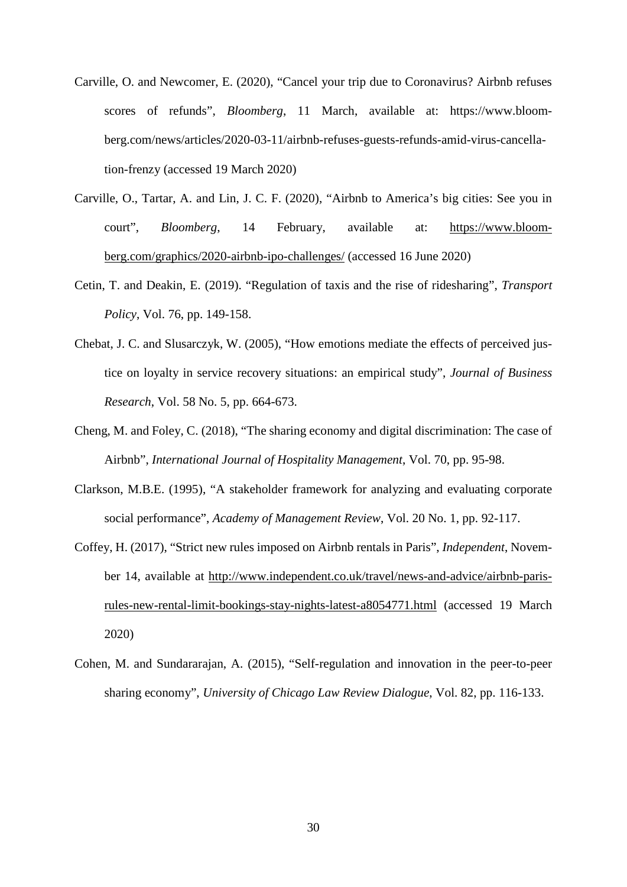Carville, O. and Newcomer, E. (2020), "Cancel your trip due to Coronavirus? Airbnb refuses scores of refunds", *Bloomberg*, 11 March, available at: https://www.bloomberg.com/news/articles/2020-03-11/airbnb-refuses-guests-refunds-amid-virus-cancellation-frenzy (accessed 19 March 2020)

Carville, O., Tartar, A. and Lin, J. C. F. (2020), "Airbnb to America's big cities: See you in court", *Bloomberg*, 14 February, available at: https://www.bloomberg.com/graphics/2020-airbnb-ipo-challenges/ (accessed 16 June 2020)

Cetin, T. and Deakin, E. (2019). "Regulation of taxis and the rise of ridesharing", *Transport Policy*, Vol. 76, pp. 149-158.

Chebat, J. C. and Slusarczyk, W. (2005), "How emotions mediate the effects of perceived justice on loyalty in service recovery situations: an empirical study", *Journal of Business Research*, Vol. 58 No. 5, pp. 664-673.

Cheng, M. and Foley, C. (2018), "The sharing economy and digital discrimination: The case of Airbnb", *International Journal of Hospitality Management*, Vol. 70, pp. 95-98.

Clarkson, M.B.E. (1995), "A stakeholder framework for analyzing and evaluating corporate social performance", *Academy of Management Review*, Vol. 20 No. 1, pp. 92-117.

Coffey, H. (2017), "Strict new rules imposed on Airbnb rentals in Paris", *Independent*, November 14, available at http://www.independent.co.uk/travel/news-and-advice/airbnb-paris-rules-new-rental-limit-bookings-stay-nights-latest-a8054771.html (accessed 19 March 2020)

Cohen, M. and Sundararajan, A. (2015), "Self-regulation and innovation in the peer-to-peer sharing economy", *University of Chicago Law Review Dialogue*, Vol. 82, pp. 116-133.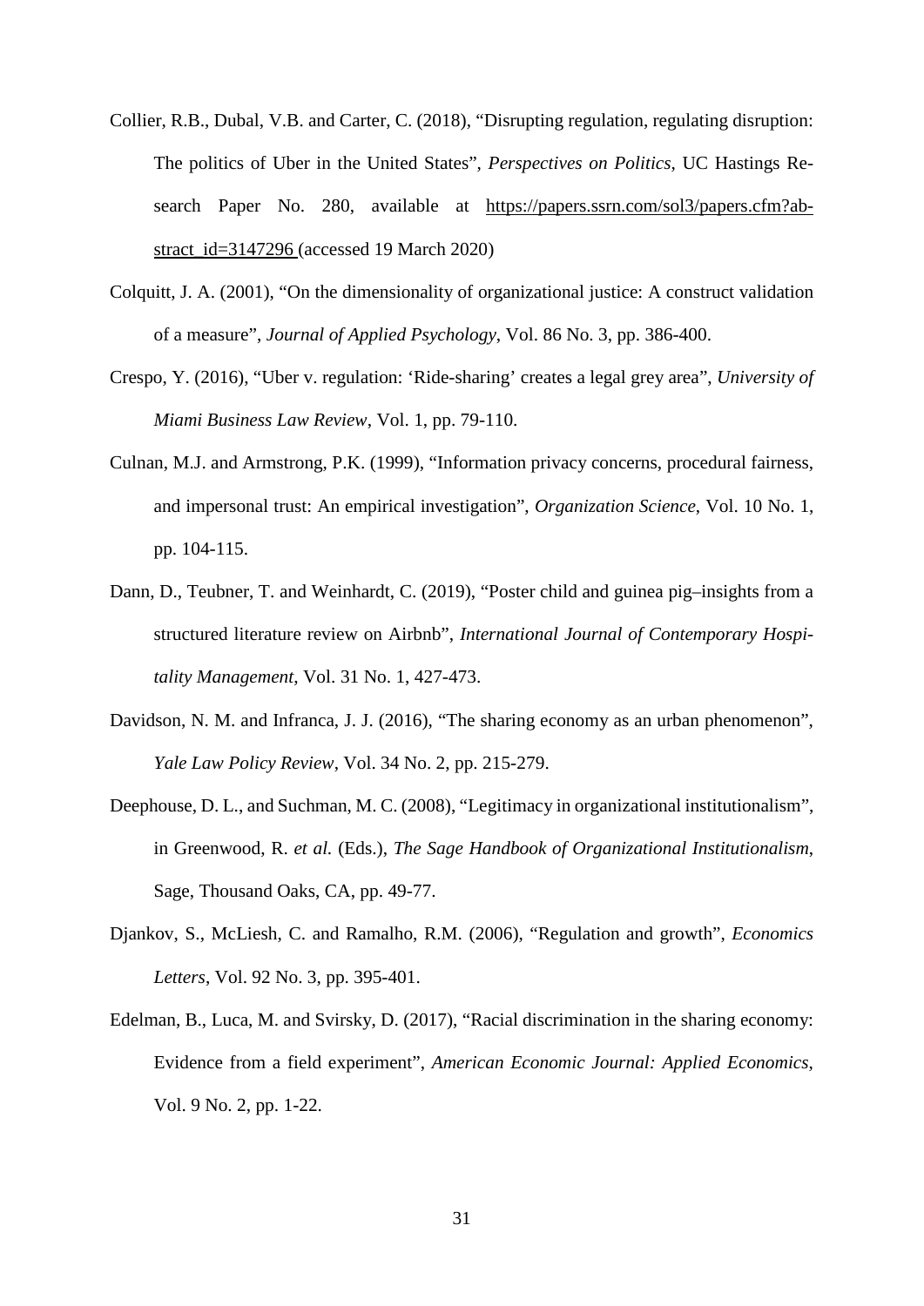Collier, R.B., Dubal, V.B. and Carter, C. (2018), "Disrupting regulation, regulating disruption: The politics of Uber in the United States", *Perspectives on Politics*, UC Hastings Research Paper No. 280, available at https://papers.ssrn.com/sol3/papers.cfm?abstract_id=3147296 (accessed 19 March 2020)

Colquitt, J. A. (2001), "On the dimensionality of organizational justice: A construct validation of a measure", *Journal of Applied Psychology*, Vol. 86 No. 3, pp. 386-400.

Crespo, Y. (2016), "Uber v. regulation: 'Ride-sharing' creates a legal grey area", *University of Miami Business Law Review*, Vol. 1, pp. 79-110.

Culnan, M.J. and Armstrong, P.K. (1999), "Information privacy concerns, procedural fairness, and impersonal trust: An empirical investigation", *Organization Science*, Vol. 10 No. 1, pp. 104-115.

Dann, D., Teubner, T. and Weinhardt, C. (2019), "Poster child and guinea pig–insights from a structured literature review on Airbnb", *International Journal of Contemporary Hospitality Management*, Vol. 31 No. 1, 427-473.

Davidson, N. M. and Infranca, J. J. (2016), "The sharing economy as an urban phenomenon", *Yale Law Policy Review*, Vol. 34 No. 2, pp. 215-279.

Deephouse, D. L., and Suchman, M. C. (2008), "Legitimacy in organizational institutionalism", in Greenwood, R. *et al.* (Eds.), *The Sage Handbook of Organizational Institutionalism*, Sage, Thousand Oaks, CA, pp. 49-77.

Djankov, S., McLiesh, C. and Ramalho, R.M. (2006), "Regulation and growth", *Economics Letters*, Vol. 92 No. 3, pp. 395-401.

Edelman, B., Luca, M. and Svirsky, D. (2017), "Racial discrimination in the sharing economy: Evidence from a field experiment", *American Economic Journal: Applied Economics*, Vol. 9 No. 2, pp. 1-22.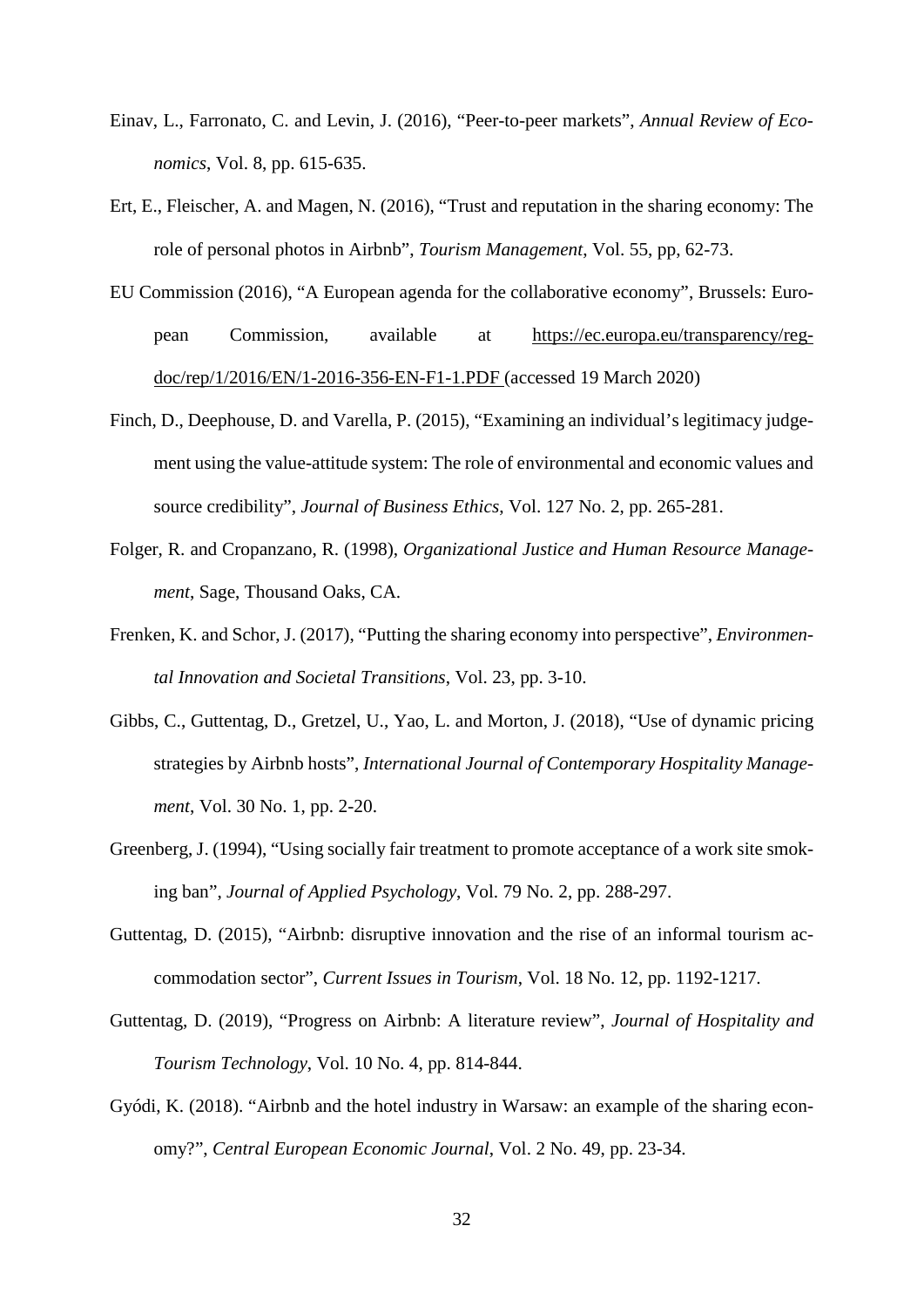Einav, L., Farronato, C. and Levin, J. (2016), "Peer-to-peer markets", *Annual Review of Economics*, Vol. 8, pp. 615-635.

Ert, E., Fleischer, A. and Magen, N. (2016), "Trust and reputation in the sharing economy: The role of personal photos in Airbnb", *Tourism Management*, Vol. 55, pp, 62-73.

EU Commission (2016), "A European agenda for the collaborative economy", Brussels: European Commission, available at https://ec.europa.eu/transparency/regdoc/rep/1/2016/EN/1-2016-356-EN-F1-1.PDF (accessed 19 March 2020)

Finch, D., Deephouse, D. and Varella, P. (2015), "Examining an individual's legitimacy judgement using the value-attitude system: The role of environmental and economic values and source credibility", *Journal of Business Ethics*, Vol. 127 No. 2, pp. 265-281.

Folger, R. and Cropanzano, R. (1998), *Organizational Justice and Human Resource Management*, Sage, Thousand Oaks, CA.

Frenken, K. and Schor, J. (2017), "Putting the sharing economy into perspective", *Environmental Innovation and Societal Transitions*, Vol. 23, pp. 3-10.

Gibbs, C., Guttentag, D., Gretzel, U., Yao, L. and Morton, J. (2018), "Use of dynamic pricing strategies by Airbnb hosts", *International Journal of Contemporary Hospitality Management*, Vol. 30 No. 1, pp. 2-20.

Greenberg, J. (1994), "Using socially fair treatment to promote acceptance of a work site smoking ban", *Journal of Applied Psychology*, Vol. 79 No. 2, pp. 288-297.

Guttentag, D. (2015), "Airbnb: disruptive innovation and the rise of an informal tourism accommodation sector", *Current Issues in Tourism*, Vol. 18 No. 12, pp. 1192-1217.

Guttentag, D. (2019), "Progress on Airbnb: A literature review", *Journal of Hospitality and Tourism Technology*, Vol. 10 No. 4, pp. 814-844.

Gyódi, K. (2018). "Airbnb and the hotel industry in Warsaw: an example of the sharing economy?", *Central European Economic Journal*, Vol. 2 No. 49, pp. 23-34.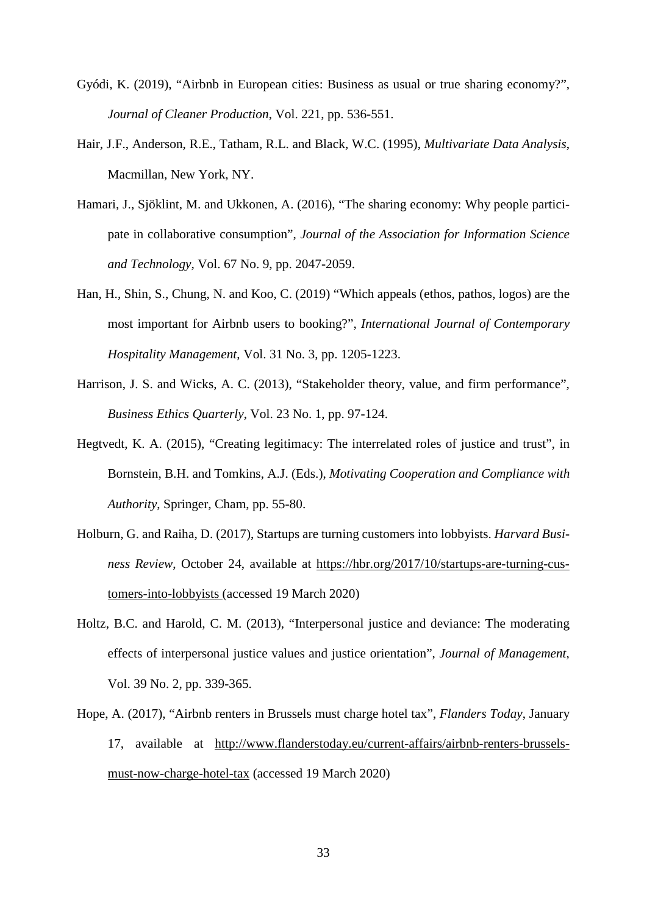Gyódi, K. (2019), "Airbnb in European cities: Business as usual or true sharing economy?", *Journal of Cleaner Production*, Vol. 221, pp. 536-551.

Hair, J.F., Anderson, R.E., Tatham, R.L. and Black, W.C. (1995), *Multivariate Data Analysis*, Macmillan, New York, NY.

Hamari, J., Sjöklint, M. and Ukkonen, A. (2016), "The sharing economy: Why people participate in collaborative consumption", *Journal of the Association for Information Science and Technology*, Vol. 67 No. 9, pp. 2047-2059.

Han, H., Shin, S., Chung, N. and Koo, C. (2019) "Which appeals (ethos, pathos, logos) are the most important for Airbnb users to booking?", *International Journal of Contemporary Hospitality Management*, Vol. 31 No. 3, pp. 1205-1223.

Harrison, J. S. and Wicks, A. C. (2013), "Stakeholder theory, value, and firm performance", *Business Ethics Quarterly*, Vol. 23 No. 1, pp. 97-124.

Hegtvedt, K. A. (2015), "Creating legitimacy: The interrelated roles of justice and trust", in Bornstein, B.H. and Tomkins, A.J. (Eds.), *Motivating Cooperation and Compliance with Authority*, Springer, Cham, pp. 55-80.

Holburn, G. and Raiha, D. (2017), Startups are turning customers into lobbyists. *Harvard Business Review*, October 24, available at https://hbr.org/2017/10/startups-are-turning-customers-into-lobbyists (accessed 19 March 2020)

Holtz, B.C. and Harold, C. M. (2013), "Interpersonal justice and deviance: The moderating effects of interpersonal justice values and justice orientation", *Journal of Management*, Vol. 39 No. 2, pp. 339-365.

Hope, A. (2017), "Airbnb renters in Brussels must charge hotel tax", *Flanders Today*, January 17, available at http://www.flanderstoday.eu/current-affairs/airbnb-renters-brussels-must-now-charge-hotel-tax (accessed 19 March 2020)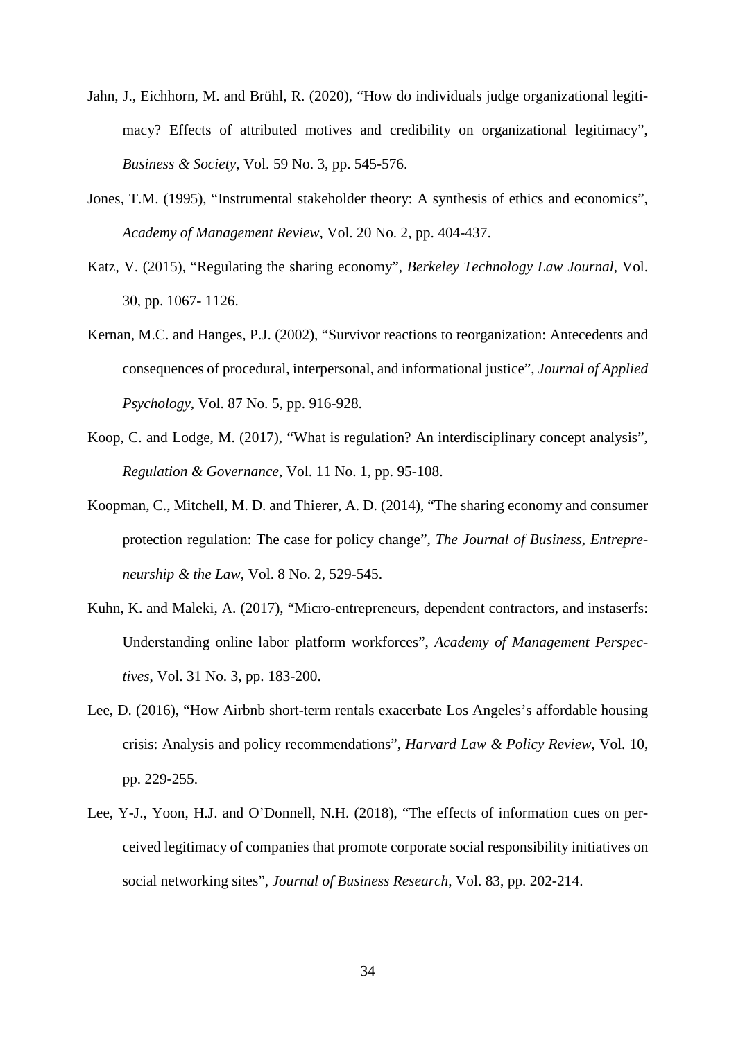Jahn, J., Eichhorn, M. and Brühl, R. (2020), "How do individuals judge organizational legitimacy? Effects of attributed motives and credibility on organizational legitimacy", *Business & Society*, Vol. 59 No. 3, pp. 545-576.

Jones, T.M. (1995), "Instrumental stakeholder theory: A synthesis of ethics and economics", *Academy of Management Review*, Vol. 20 No. 2, pp. 404-437.

Katz, V. (2015), "Regulating the sharing economy", *Berkeley Technology Law Journal*, Vol. 30, pp. 1067- 1126.

Kernan, M.C. and Hanges, P.J. (2002), "Survivor reactions to reorganization: Antecedents and consequences of procedural, interpersonal, and informational justice", *Journal of Applied Psychology*, Vol. 87 No. 5, pp. 916-928.

Koop, C. and Lodge, M. (2017), "What is regulation? An interdisciplinary concept analysis", *Regulation & Governance*, Vol. 11 No. 1, pp. 95-108.

Koopman, C., Mitchell, M. D. and Thierer, A. D. (2014), "The sharing economy and consumer protection regulation: The case for policy change", *The Journal of Business, Entrepreneurship & the Law*, Vol. 8 No. 2, 529-545.

Kuhn, K. and Maleki, A. (2017), "Micro-entrepreneurs, dependent contractors, and instaserfs: Understanding online labor platform workforces", *Academy of Management Perspectives*, Vol. 31 No. 3, pp. 183-200.

Lee, D. (2016), "How Airbnb short-term rentals exacerbate Los Angeles's affordable housing crisis: Analysis and policy recommendations", *Harvard Law & Policy Review*, Vol. 10, pp. 229-255.

Lee, Y-J., Yoon, H.J. and O'Donnell, N.H. (2018), "The effects of information cues on perceived legitimacy of companies that promote corporate social responsibility initiatives on social networking sites", *Journal of Business Research*, Vol. 83, pp. 202-214.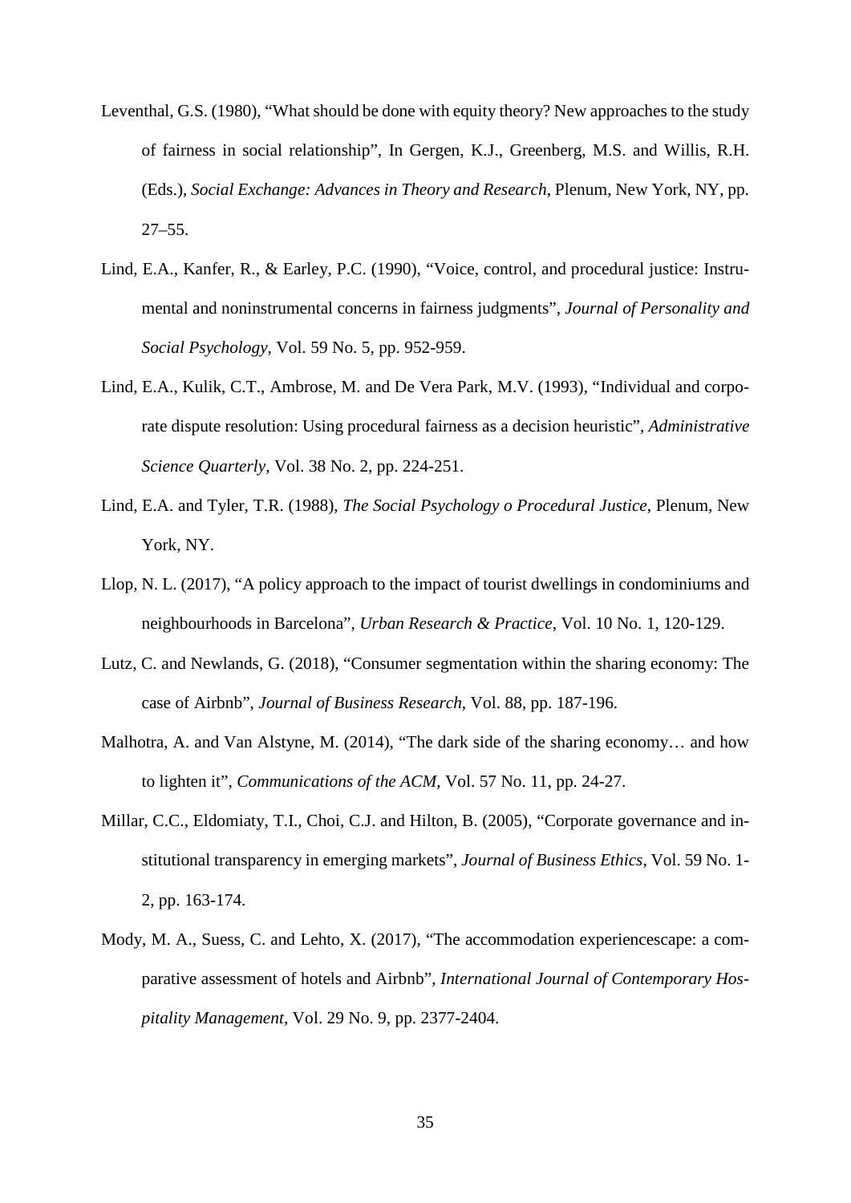Leventhal, G.S. (1980), “What should be done with equity theory? New approaches to the study of fairness in social relationship”, In Gergen, K.J., Greenberg, M.S. and Willis, R.H. (Eds.), *Social Exchange: Advances in Theory and Research*, Plenum, New York, NY, pp. 27–55.

Lind, E.A., Kanfer, R., & Earley, P.C. (1990), “Voice, control, and procedural justice: Instrumental and noninstrumental concerns in fairness judgments”, *Journal of Personality and Social Psychology*, Vol. 59 No. 5, pp. 952-959.

Lind, E.A., Kulik, C.T., Ambrose, M. and De Vera Park, M.V. (1993), “Individual and corporate dispute resolution: Using procedural fairness as a decision heuristic”, *Administrative Science Quarterly*, Vol. 38 No. 2, pp. 224-251.

Lind, E.A. and Tyler, T.R. (1988), *The Social Psychology o Procedural Justice*, Plenum, New York, NY.

Llop, N. L. (2017), “A policy approach to the impact of tourist dwellings in condominiums and neighbourhoods in Barcelona”, *Urban Research & Practice*, Vol. 10 No. 1, 120-129.

Lutz, C. and Newlands, G. (2018), “Consumer segmentation within the sharing economy: The case of Airbnb”, *Journal of Business Research*, Vol. 88, pp. 187-196.

Malhotra, A. and Van Alstyne, M. (2014), “The dark side of the sharing economy… and how to lighten it”, *Communications of the ACM*, Vol. 57 No. 11, pp. 24-27.

Millar, C.C., Eldomiaty, T.I., Choi, C.J. and Hilton, B. (2005), “Corporate governance and institutional transparency in emerging markets”, *Journal of Business Ethics*, Vol. 59 No. 1-2, pp. 163-174.

Mody, M. A., Suess, C. and Lehto, X. (2017), “The accommodation experiencescape: a comparative assessment of hotels and Airbnb”, *International Journal of Contemporary Hospitality Management*, Vol. 29 No. 9, pp. 2377-2404.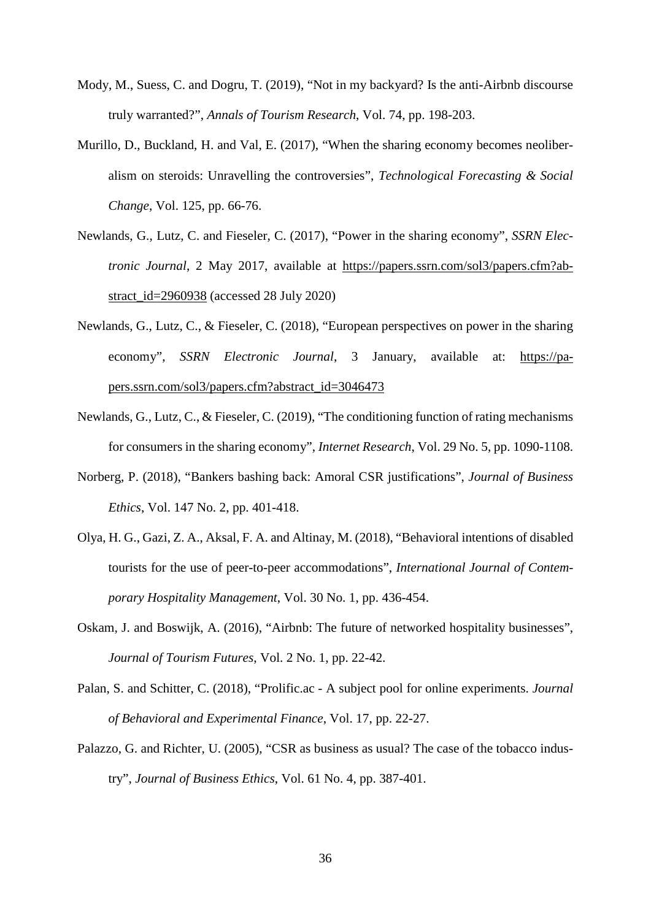Mody, M., Suess, C. and Dogru, T. (2019), “Not in my backyard? Is the anti-Airbnb discourse truly warranted?”, *Annals of Tourism Research*, Vol. 74, pp. 198-203.

Murillo, D., Buckland, H. and Val, E. (2017), “When the sharing economy becomes neoliberalism on steroids: Unravelling the controversies”, *Technological Forecasting & Social Change*, Vol. 125, pp. 66-76.

Newlands, G., Lutz, C. and Fieseler, C. (2017), “Power in the sharing economy”, *SSRN Electronic Journal*, 2 May 2017, available at https://papers.ssrn.com/sol3/papers.cfm?abstract_id=2960938 (accessed 28 July 2020)

Newlands, G., Lutz, C., & Fieseler, C. (2018), “European perspectives on power in the sharing economy”, *SSRN Electronic Journal*, 3 January, available at: https://papers.ssrn.com/sol3/papers.cfm?abstract_id=3046473

Newlands, G., Lutz, C., & Fieseler, C. (2019), “The conditioning function of rating mechanisms for consumers in the sharing economy”, *Internet Research*, Vol. 29 No. 5, pp. 1090-1108.

Norberg, P. (2018), “Bankers bashing back: Amoral CSR justifications”, *Journal of Business Ethics*, Vol. 147 No. 2, pp. 401-418.

Olya, H. G., Gazi, Z. A., Aksal, F. A. and Altinay, M. (2018), “Behavioral intentions of disabled tourists for the use of peer-to-peer accommodations”, *International Journal of Contemporary Hospitality Management*, Vol. 30 No. 1, pp. 436-454.

Oskam, J. and Boswijk, A. (2016), “Airbnb: The future of networked hospitality businesses”, *Journal of Tourism Futures*, Vol. 2 No. 1, pp. 22-42.

Palan, S. and Schitter, C. (2018), “Prolific.ac - A subject pool for online experiments. *Journal of Behavioral and Experimental Finance*, Vol. 17, pp. 22-27.

Palazzo, G. and Richter, U. (2005), “CSR as business as usual? The case of the tobacco industry”, *Journal of Business Ethics*, Vol. 61 No. 4, pp. 387-401.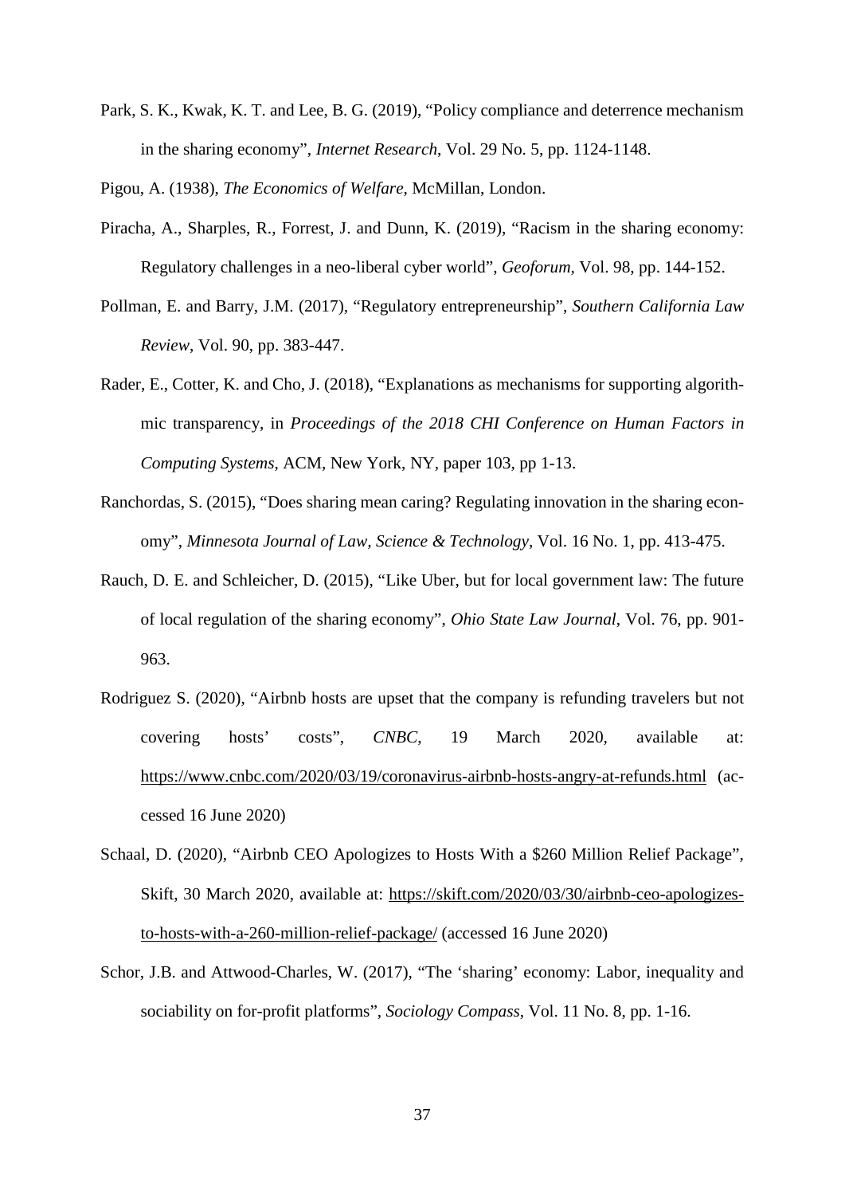Park, S. K., Kwak, K. T. and Lee, B. G. (2019), "Policy compliance and deterrence mechanism in the sharing economy", *Internet Research*, Vol. 29 No. 5, pp. 1124-1148.

Pigou, A. (1938), *The Economics of Welfare*, McMillan, London.

Piracha, A., Sharples, R., Forrest, J. and Dunn, K. (2019), "Racism in the sharing economy: Regulatory challenges in a neo-liberal cyber world", *Geoforum,* Vol. 98, pp. 144-152.

Pollman, E. and Barry, J.M. (2017), "Regulatory entrepreneurship", *Southern California Law Review*, Vol. 90, pp. 383-447.

Rader, E., Cotter, K. and Cho, J. (2018), "Explanations as mechanisms for supporting algorithmic transparency, in *Proceedings of the 2018 CHI Conference on Human Factors in Computing Systems*, ACM, New York, NY, paper 103, pp 1-13.

Ranchordas, S. (2015), "Does sharing mean caring? Regulating innovation in the sharing economy", *Minnesota Journal of Law, Science & Technology*, Vol. 16 No. 1, pp. 413-475.

Rauch, D. E. and Schleicher, D. (2015), "Like Uber, but for local government law: The future of local regulation of the sharing economy", *Ohio State Law Journal*, Vol. 76, pp. 901-963.

Rodriguez S. (2020), "Airbnb hosts are upset that the company is refunding travelers but not covering hosts' costs", *CNBC*, 19 March 2020, available at: https://www.cnbc.com/2020/03/19/coronavirus-airbnb-hosts-angry-at-refunds.html (accessed 16 June 2020)

Schaal, D. (2020), "Airbnb CEO Apologizes to Hosts With a $260 Million Relief Package", Skift, 30 March 2020, available at: https://skift.com/2020/03/30/airbnb-ceo-apologizes-to-hosts-with-a-260-million-relief-package/ (accessed 16 June 2020)

Schor, J.B. and Attwood-Charles, W. (2017), "The 'sharing' economy: Labor, inequality and sociability on for-profit platforms", *Sociology Compass*, Vol. 11 No. 8, pp. 1-16.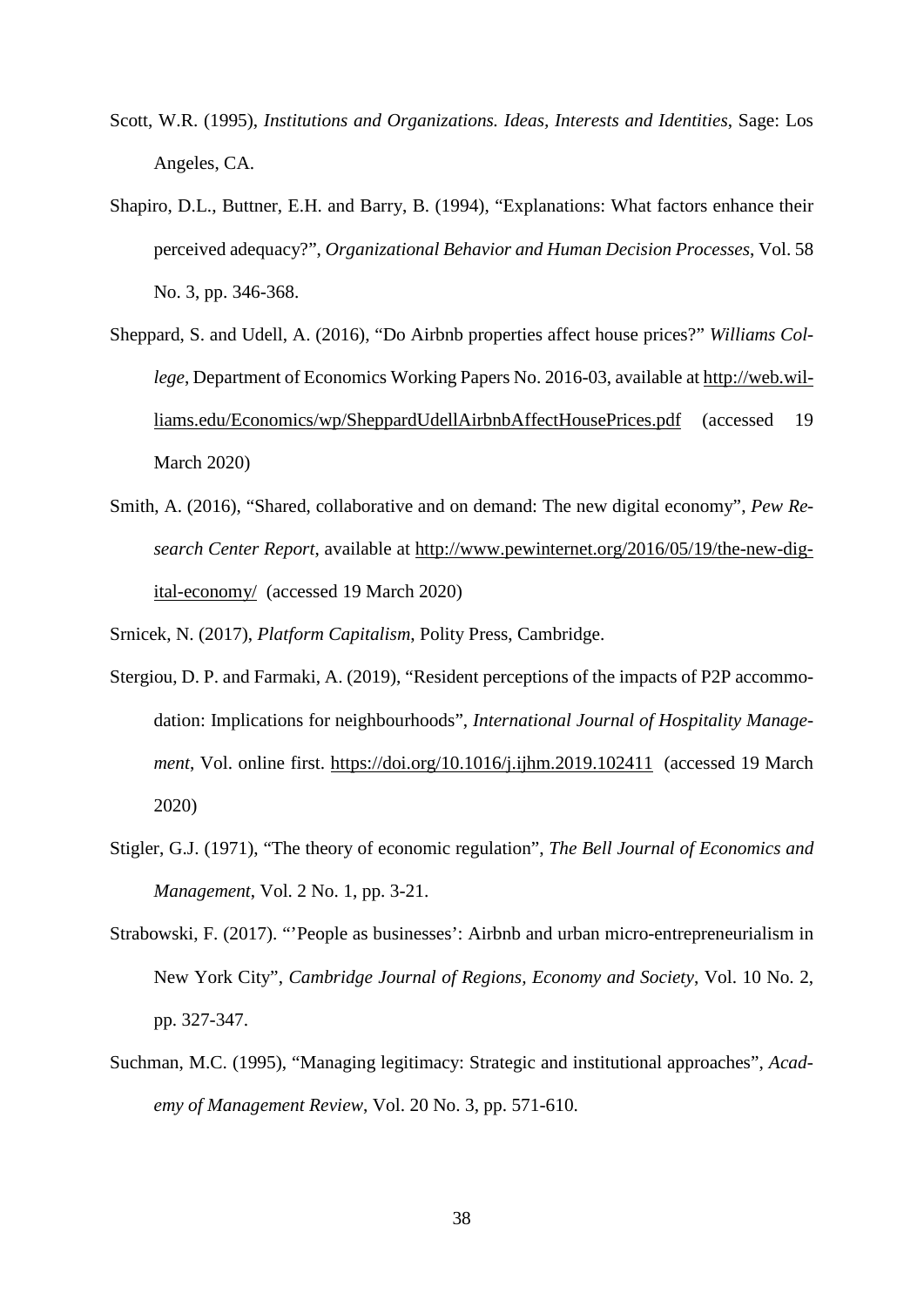Scott, W.R. (1995), *Institutions and Organizations. Ideas, Interests and Identities*, Sage: Los Angeles, CA.

Shapiro, D.L., Buttner, E.H. and Barry, B. (1994), "Explanations: What factors enhance their perceived adequacy?", *Organizational Behavior and Human Decision Processes*, Vol. 58 No. 3, pp. 346-368.

Sheppard, S. and Udell, A. (2016), "Do Airbnb properties affect house prices?" *Williams College*, Department of Economics Working Papers No. 2016-03, available at http://web.williams.edu/Economics/wp/SheppardUdellAirbnbAffectHousePrices.pdf (accessed 19 March 2020)

Smith, A. (2016), "Shared, collaborative and on demand: The new digital economy", *Pew Research Center Report*, available at http://www.pewinternet.org/2016/05/19/the-new-digital-economy/ (accessed 19 March 2020)

Srnicek, N. (2017), *Platform Capitalism*, Polity Press, Cambridge.

Stergiou, D. P. and Farmaki, A. (2019), "Resident perceptions of the impacts of P2P accommodation: Implications for neighbourhoods", *International Journal of Hospitality Management*, Vol. online first. https://doi.org/10.1016/j.ijhm.2019.102411 (accessed 19 March 2020)

Stigler, G.J. (1971), "The theory of economic regulation", *The Bell Journal of Economics and Management*, Vol. 2 No. 1, pp. 3-21.

Strabowski, F. (2017). "'People as businesses': Airbnb and urban micro-entrepreneurialism in New York City", *Cambridge Journal of Regions, Economy and Society*, Vol. 10 No. 2, pp. 327-347.

Suchman, M.C. (1995), "Managing legitimacy: Strategic and institutional approaches", *Academy of Management Review*, Vol. 20 No. 3, pp. 571-610.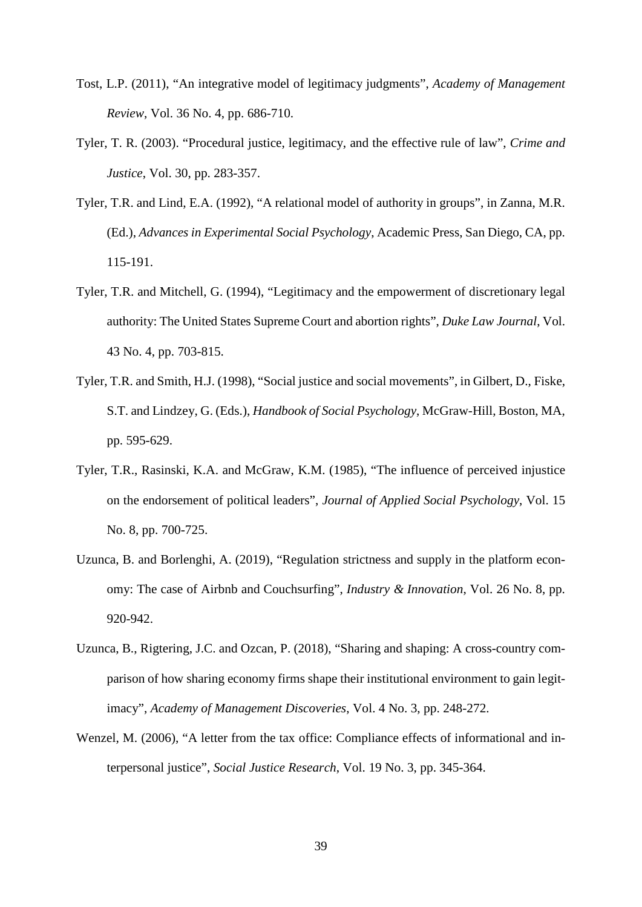Tost, L.P. (2011), “An integrative model of legitimacy judgments”, *Academy of Management Review*, Vol. 36 No. 4, pp. 686-710.

Tyler, T. R. (2003). “Procedural justice, legitimacy, and the effective rule of law”, *Crime and Justice*, Vol. 30, pp. 283-357.

Tyler, T.R. and Lind, E.A. (1992), “A relational model of authority in groups”, in Zanna, M.R. (Ed.), *Advances in Experimental Social Psychology*, Academic Press, San Diego, CA, pp. 115-191.

Tyler, T.R. and Mitchell, G. (1994), “Legitimacy and the empowerment of discretionary legal authority: The United States Supreme Court and abortion rights”, *Duke Law Journal*, Vol. 43 No. 4, pp. 703-815.

Tyler, T.R. and Smith, H.J. (1998), “Social justice and social movements”, in Gilbert, D., Fiske, S.T. and Lindzey, G. (Eds.), *Handbook of Social Psychology*, McGraw-Hill, Boston, MA, pp. 595-629.

Tyler, T.R., Rasinski, K.A. and McGraw, K.M. (1985), “The influence of perceived injustice on the endorsement of political leaders”, *Journal of Applied Social Psychology*, Vol. 15 No. 8, pp. 700-725.

Uzunca, B. and Borlenghi, A. (2019), “Regulation strictness and supply in the platform economy: The case of Airbnb and Couchsurfing”, *Industry & Innovation*, Vol. 26 No. 8, pp. 920-942.

Uzunca, B., Rigtering, J.C. and Ozcan, P. (2018), “Sharing and shaping: A cross-country comparison of how sharing economy firms shape their institutional environment to gain legitimacy”, *Academy of Management Discoveries*, Vol. 4 No. 3, pp. 248-272.

Wenzel, M. (2006), “A letter from the tax office: Compliance effects of informational and interpersonal justice”, *Social Justice Research*, Vol. 19 No. 3, pp. 345-364.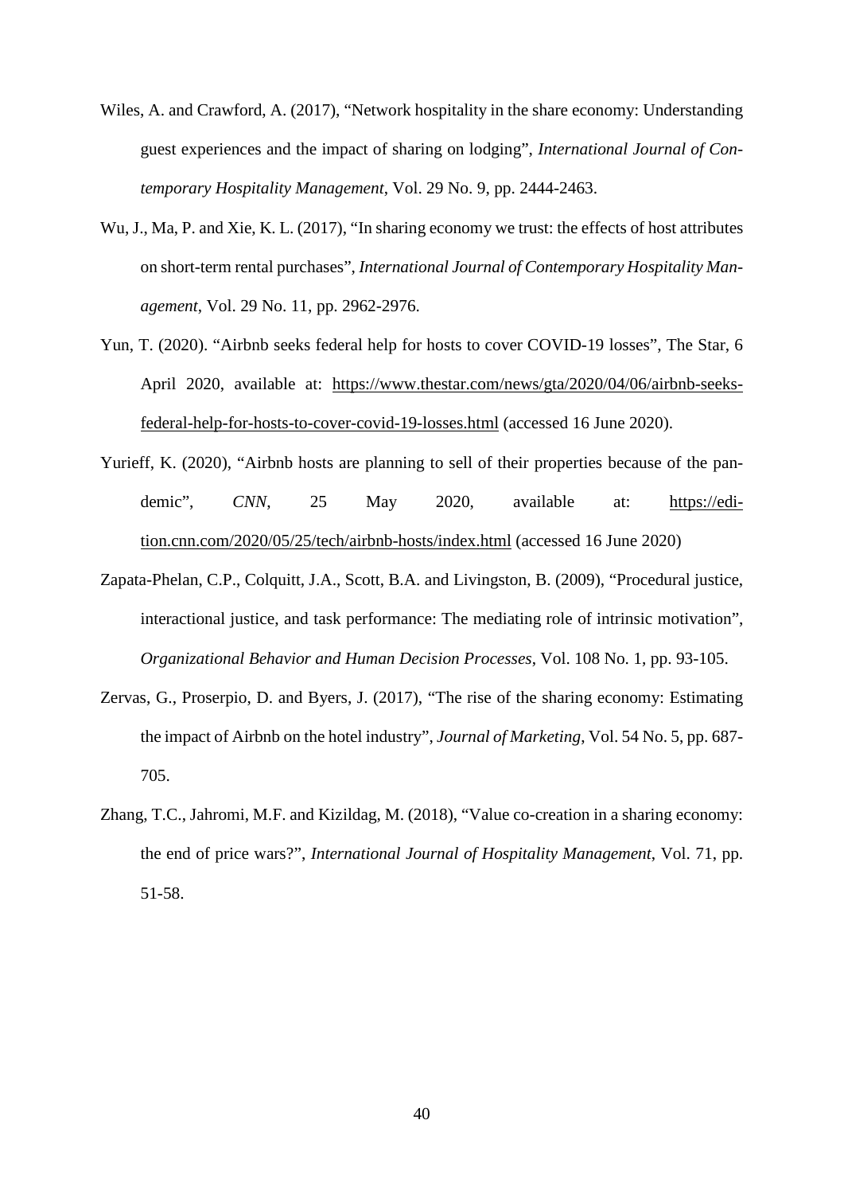Wiles, A. and Crawford, A. (2017), "Network hospitality in the share economy: Understanding guest experiences and the impact of sharing on lodging", *International Journal of Contemporary Hospitality Management*, Vol. 29 No. 9, pp. 2444-2463.

Wu, J., Ma, P. and Xie, K. L. (2017), "In sharing economy we trust: the effects of host attributes on short-term rental purchases", *International Journal of Contemporary Hospitality Management*, Vol. 29 No. 11, pp. 2962-2976.

Yun, T. (2020). "Airbnb seeks federal help for hosts to cover COVID-19 losses", The Star, 6 April 2020, available at: https://www.thestar.com/news/gta/2020/04/06/airbnb-seeks-federal-help-for-hosts-to-cover-covid-19-losses.html (accessed 16 June 2020).

Yurieff, K. (2020), "Airbnb hosts are planning to sell of their properties because of the pandemic", *CNN*, 25 May 2020, available at: https://edition.cnn.com/2020/05/25/tech/airbnb-hosts/index.html (accessed 16 June 2020)

Zapata-Phelan, C.P., Colquitt, J.A., Scott, B.A. and Livingston, B. (2009), "Procedural justice, interactional justice, and task performance: The mediating role of intrinsic motivation", *Organizational Behavior and Human Decision Processes*, Vol. 108 No. 1, pp. 93-105.

Zervas, G., Proserpio, D. and Byers, J. (2017), "The rise of the sharing economy: Estimating the impact of Airbnb on the hotel industry", *Journal of Marketing*, Vol. 54 No. 5, pp. 687-705.

Zhang, T.C., Jahromi, M.F. and Kizildag, M. (2018), "Value co-creation in a sharing economy: the end of price wars?", *International Journal of Hospitality Management*, Vol. 71, pp. 51-58.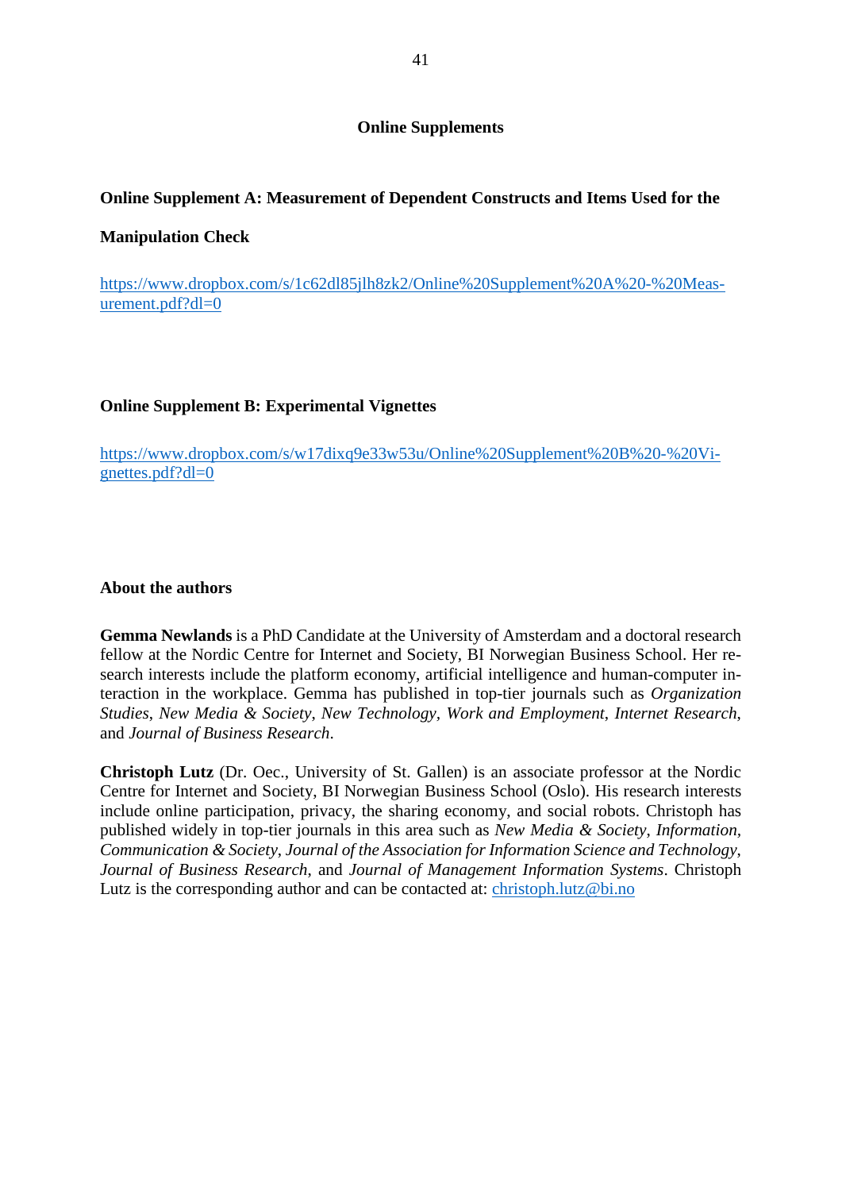## Online Supplements

### Online Supplement A: Measurement of Dependent Constructs and Items Used for the Manipulation Check

https://www.dropbox.com/s/1c62dl85jlh8zk2/Online%20Supplement%20A%20-%20Measurement.pdf?dl=0

### Online Supplement B: Experimental Vignettes

https://www.dropbox.com/s/w17dixq9e33w53u/Online%20Supplement%20B%20-%20Vignettes.pdf?dl=0

### About the authors

**Gemma Newlands** is a PhD Candidate at the University of Amsterdam and a doctoral research fellow at the Nordic Centre for Internet and Society, BI Norwegian Business School. Her research interests include the platform economy, artificial intelligence and human-computer interaction in the workplace. Gemma has published in top-tier journals such as *Organization Studies*, *New Media & Society*, *New Technology, Work and Employment*, *Internet Research*, and *Journal of Business Research*.

**Christoph Lutz** (Dr. Oec., University of St. Gallen) is an associate professor at the Nordic Centre for Internet and Society, BI Norwegian Business School (Oslo). His research interests include online participation, privacy, the sharing economy, and social robots. Christoph has published widely in top-tier journals in this area such as *New Media & Society*, *Information, Communication & Society*, *Journal of the Association for Information Science and Technology*, *Journal of Business Research*, and *Journal of Management Information Systems*. Christoph Lutz is the corresponding author and can be contacted at: christoph.lutz@bi.no